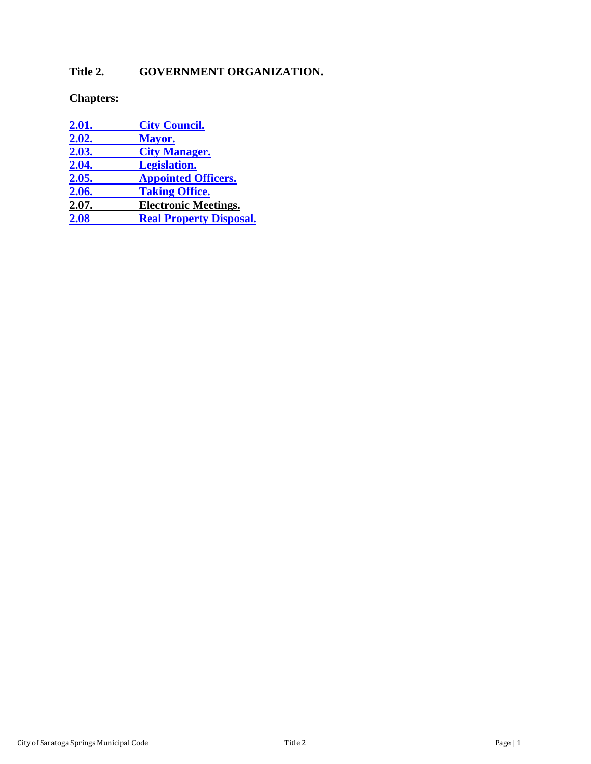# Title 2. GOVERNMENT ORGANIZATION.

**Chapters:**

| | |
|---|---|
| 2.01. | City Council. |
| 2.02. | Mayor. |
| 2.03. | City Manager. |
| 2.04. | Legislation. |
| 2.05. | Appointed Officers. |
| 2.06. | Taking Office. |
| 2.07. | Electronic Meetings. |
| 2.08 | Real Property Disposal. |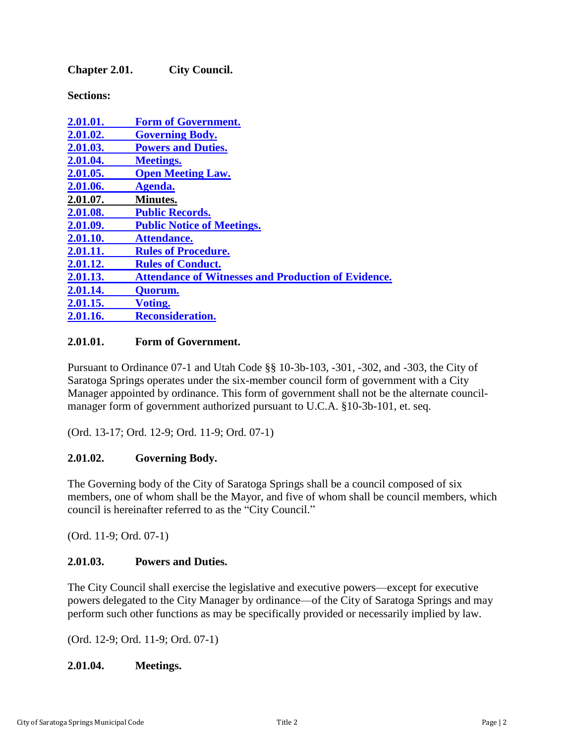## Chapter 2.01. City Council.

**Sections:**

[**2.01.01. Form of Government.**]
[**2.01.02. Governing Body.**]
[**2.01.03. Powers and Duties.**]
[**2.01.04. Meetings.**]
[**2.01.05. Open Meeting Law.**]
[**2.01.06. Agenda.**]
**2.01.07. Minutes.**
[**2.01.08. Public Records.**]
[**2.01.09. Public Notice of Meetings.**]
[**2.01.10. Attendance.**]
[**2.01.11. Rules of Procedure.**]
[**2.01.12. Rules of Conduct.**]
[**2.01.13. Attendance of Witnesses and Production of Evidence.**]
[**2.01.14. Quorum.**]
[**2.01.15. Voting.**]
[**2.01.16. Reconsideration.**]

### 2.01.01. Form of Government.

Pursuant to Ordinance 07-1 and Utah Code §§ 10-3b-103, -301, -302, and -303, the City of Saratoga Springs operates under the six-member council form of government with a City Manager appointed by ordinance. This form of government shall not be the alternate council-manager form of government authorized pursuant to U.C.A. §10-3b-101, et. seq.

(Ord. 13-17; Ord. 12-9; Ord. 11-9; Ord. 07-1)

### 2.01.02. Governing Body.

The Governing body of the City of Saratoga Springs shall be a council composed of six members, one of whom shall be the Mayor, and five of whom shall be council members, which council is hereinafter referred to as the "City Council."

(Ord. 11-9; Ord. 07-1)

### 2.01.03. Powers and Duties.

The City Council shall exercise the legislative and executive powers—except for executive powers delegated to the City Manager by ordinance—of the City of Saratoga Springs and may perform such other functions as may be specifically provided or necessarily implied by law.

(Ord. 12-9; Ord. 11-9; Ord. 07-1)

### 2.01.04. Meetings.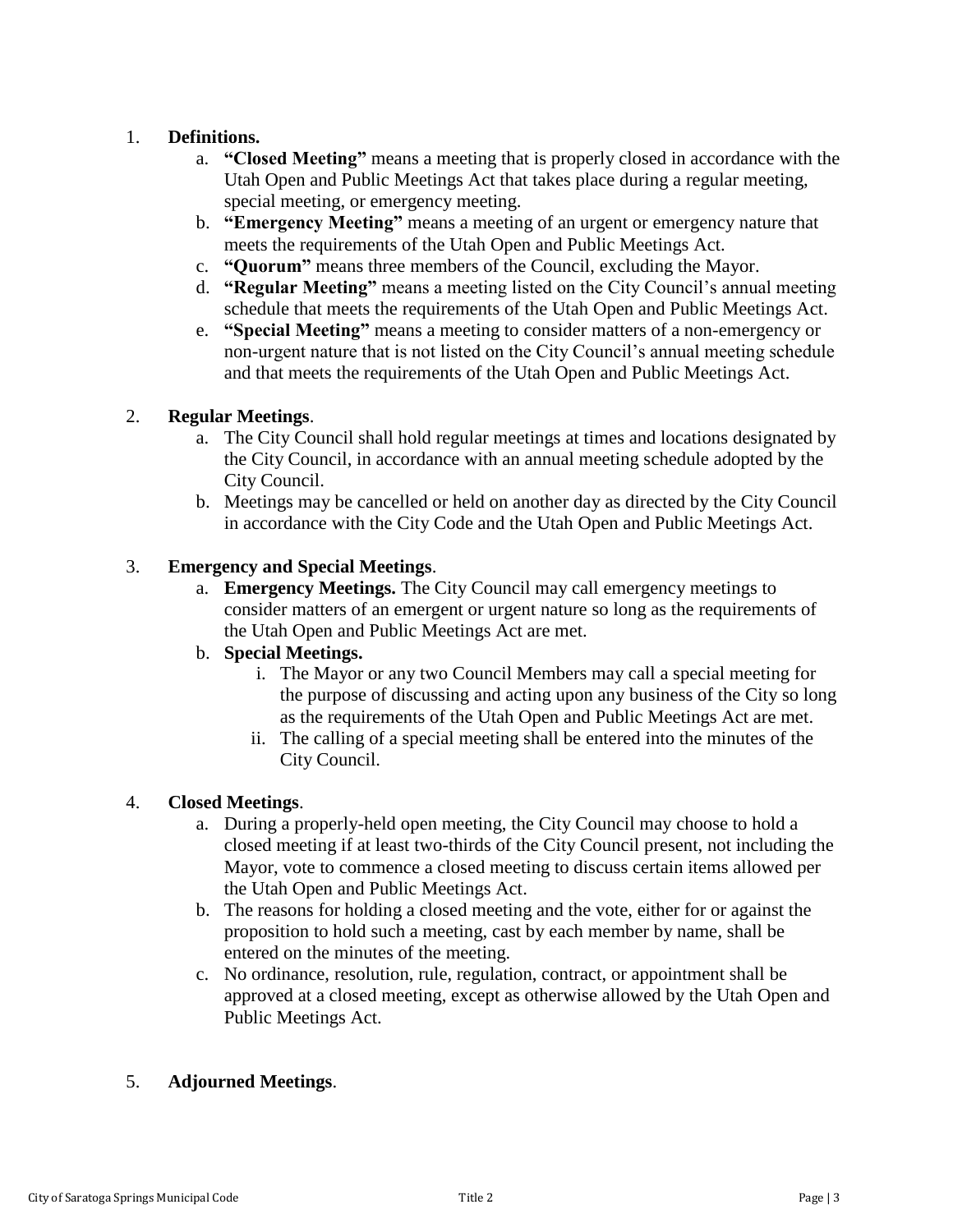1. **Definitions.**
    a. **“Closed Meeting”** means a meeting that is properly closed in accordance with the Utah Open and Public Meetings Act that takes place during a regular meeting, special meeting, or emergency meeting.
    b. **“Emergency Meeting”** means a meeting of an urgent or emergency nature that meets the requirements of the Utah Open and Public Meetings Act.
    c. **“Quorum”** means three members of the Council, excluding the Mayor.
    d. **“Regular Meeting”** means a meeting listed on the City Council’s annual meeting schedule that meets the requirements of the Utah Open and Public Meetings Act.
    e. **“Special Meeting”** means a meeting to consider matters of a non-emergency or non-urgent nature that is not listed on the City Council’s annual meeting schedule and that meets the requirements of the Utah Open and Public Meetings Act.

2. **Regular Meetings**.
    a. The City Council shall hold regular meetings at times and locations designated by the City Council, in accordance with an annual meeting schedule adopted by the City Council.
    b. Meetings may be cancelled or held on another day as directed by the City Council in accordance with the City Code and the Utah Open and Public Meetings Act.

3. **Emergency and Special Meetings**.
    a. **Emergency Meetings.** The City Council may call emergency meetings to consider matters of an emergent or urgent nature so long as the requirements of the Utah Open and Public Meetings Act are met.
    b. **Special Meetings.**
        i. The Mayor or any two Council Members may call a special meeting for the purpose of discussing and acting upon any business of the City so long as the requirements of the Utah Open and Public Meetings Act are met.
        ii. The calling of a special meeting shall be entered into the minutes of the City Council.

4. **Closed Meetings**.
    a. During a properly-held open meeting, the City Council may choose to hold a closed meeting if at least two-thirds of the City Council present, not including the Mayor, vote to commence a closed meeting to discuss certain items allowed per the Utah Open and Public Meetings Act.
    b. The reasons for holding a closed meeting and the vote, either for or against the proposition to hold such a meeting, cast by each member by name, shall be entered on the minutes of the meeting.
    c. No ordinance, resolution, rule, regulation, contract, or appointment shall be approved at a closed meeting, except as otherwise allowed by the Utah Open and Public Meetings Act.

5. **Adjourned Meetings**.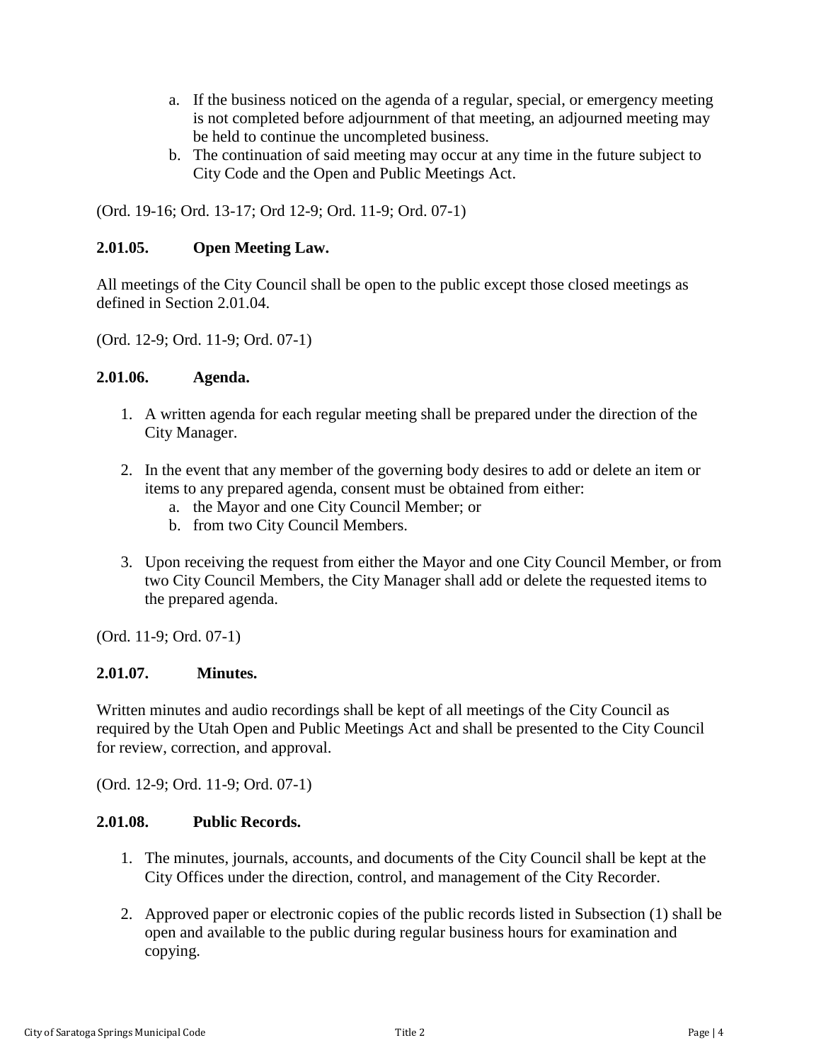a. If the business noticed on the agenda of a regular, special, or emergency meeting is not completed before adjournment of that meeting, an adjourned meeting may be held to continue the uncompleted business.
b. The continuation of said meeting may occur at any time in the future subject to City Code and the Open and Public Meetings Act.

(Ord. 19-16; Ord. 13-17; Ord 12-9; Ord. 11-9; Ord. 07-1)

**2.01.05. Open Meeting Law.**

All meetings of the City Council shall be open to the public except those closed meetings as defined in Section 2.01.04.

(Ord. 12-9; Ord. 11-9; Ord. 07-1)

**2.01.06. Agenda.**

1. A written agenda for each regular meeting shall be prepared under the direction of the City Manager.

2. In the event that any member of the governing body desires to add or delete an item or items to any prepared agenda, consent must be obtained from either:
   a. the Mayor and one City Council Member; or
   b. from two City Council Members.

3. Upon receiving the request from either the Mayor and one City Council Member, or from two City Council Members, the City Manager shall add or delete the requested items to the prepared agenda.

(Ord. 11-9; Ord. 07-1)

**2.01.07. Minutes.**

Written minutes and audio recordings shall be kept of all meetings of the City Council as required by the Utah Open and Public Meetings Act and shall be presented to the City Council for review, correction, and approval.

(Ord. 12-9; Ord. 11-9; Ord. 07-1)

**2.01.08. Public Records.**

1. The minutes, journals, accounts, and documents of the City Council shall be kept at the City Offices under the direction, control, and management of the City Recorder.

2. Approved paper or electronic copies of the public records listed in Subsection (1) shall be open and available to the public during regular business hours for examination and copying.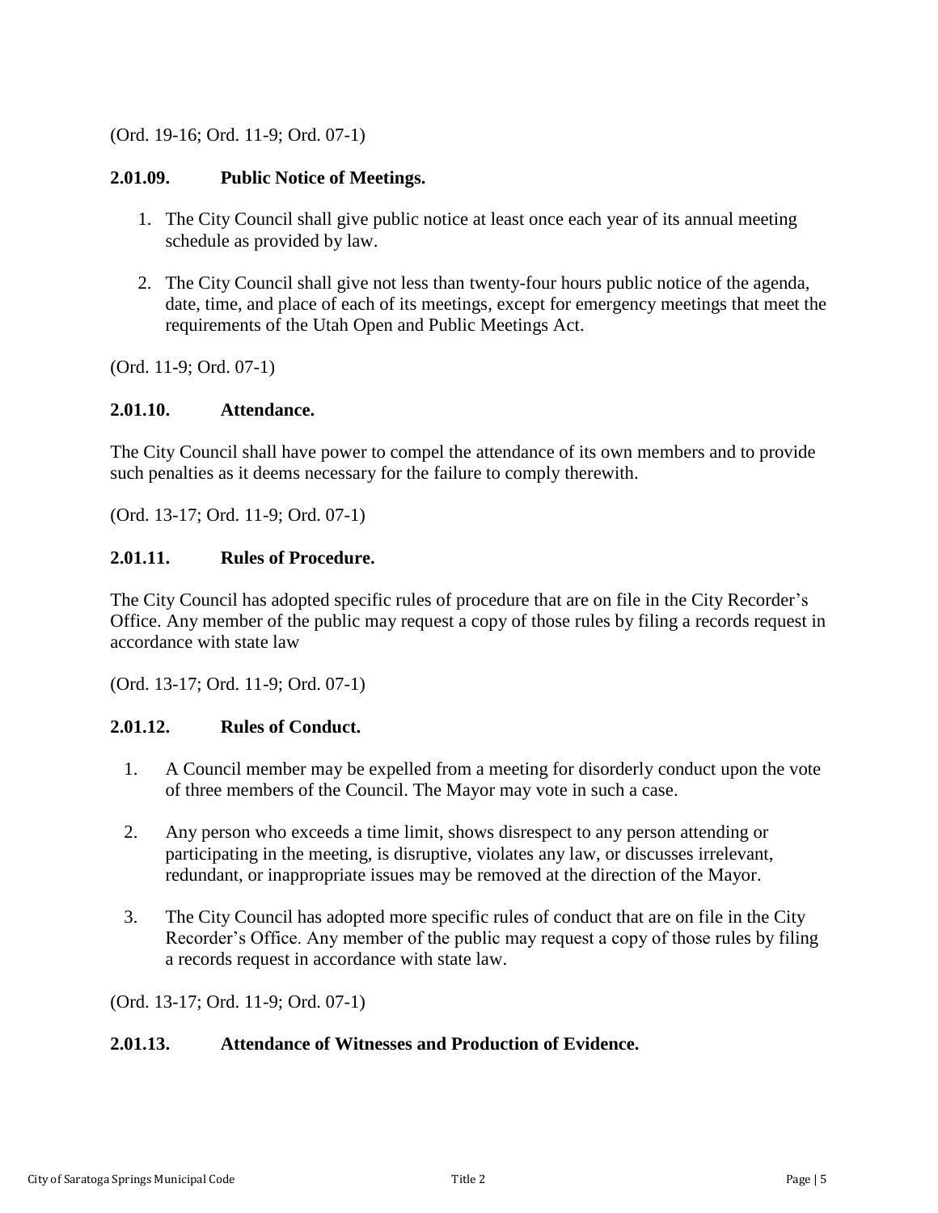(Ord. 19-16; Ord. 11-9; Ord. 07-1)

### 2.01.09. Public Notice of Meetings.

1. The City Council shall give public notice at least once each year of its annual meeting schedule as provided by law.

2. The City Council shall give not less than twenty-four hours public notice of the agenda, date, time, and place of each of its meetings, except for emergency meetings that meet the requirements of the Utah Open and Public Meetings Act.

(Ord. 11-9; Ord. 07-1)

### 2.01.10. Attendance.

The City Council shall have power to compel the attendance of its own members and to provide such penalties as it deems necessary for the failure to comply therewith.

(Ord. 13-17; Ord. 11-9; Ord. 07-1)

### 2.01.11. Rules of Procedure.

The City Council has adopted specific rules of procedure that are on file in the City Recorder's Office. Any member of the public may request a copy of those rules by filing a records request in accordance with state law

(Ord. 13-17; Ord. 11-9; Ord. 07-1)

### 2.01.12. Rules of Conduct.

1. A Council member may be expelled from a meeting for disorderly conduct upon the vote of three members of the Council. The Mayor may vote in such a case.

2. Any person who exceeds a time limit, shows disrespect to any person attending or participating in the meeting, is disruptive, violates any law, or discusses irrelevant, redundant, or inappropriate issues may be removed at the direction of the Mayor.

3. The City Council has adopted more specific rules of conduct that are on file in the City Recorder's Office. Any member of the public may request a copy of those rules by filing a records request in accordance with state law.

(Ord. 13-17; Ord. 11-9; Ord. 07-1)

### 2.01.13. Attendance of Witnesses and Production of Evidence.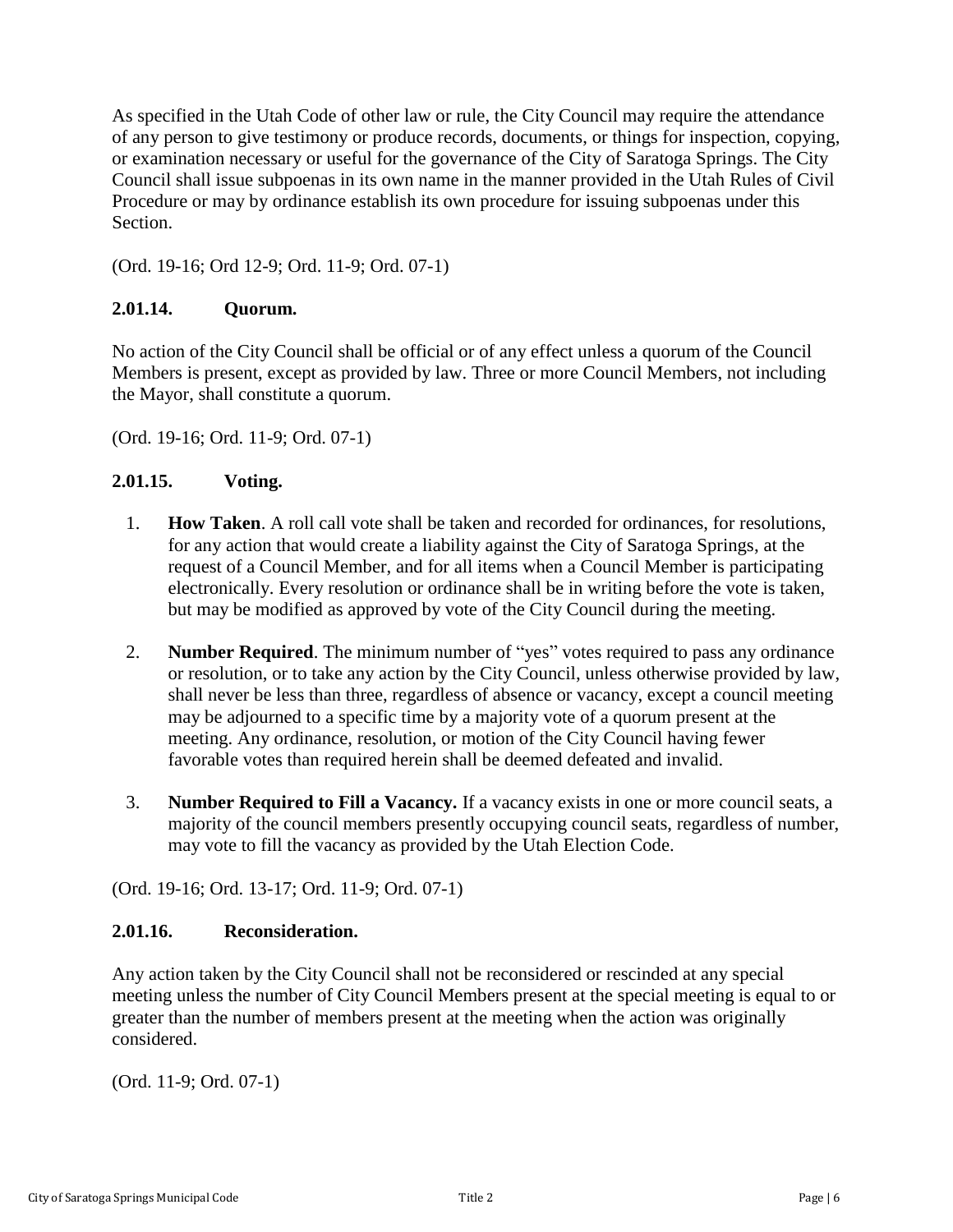As specified in the Utah Code of other law or rule, the City Council may require the attendance of any person to give testimony or produce records, documents, or things for inspection, copying, or examination necessary or useful for the governance of the City of Saratoga Springs. The City Council shall issue subpoenas in its own name in the manner provided in the Utah Rules of Civil Procedure or may by ordinance establish its own procedure for issuing subpoenas under this Section.

(Ord. 19-16; Ord 12-9; Ord. 11-9; Ord. 07-1)

### 2.01.14. Quorum.

No action of the City Council shall be official or of any effect unless a quorum of the Council Members is present, except as provided by law. Three or more Council Members, not including the Mayor, shall constitute a quorum.

(Ord. 19-16; Ord. 11-9; Ord. 07-1)

### 2.01.15. Voting.

1. **How Taken**. A roll call vote shall be taken and recorded for ordinances, for resolutions, for any action that would create a liability against the City of Saratoga Springs, at the request of a Council Member, and for all items when a Council Member is participating electronically. Every resolution or ordinance shall be in writing before the vote is taken, but may be modified as approved by vote of the City Council during the meeting.

2. **Number Required**. The minimum number of "yes" votes required to pass any ordinance or resolution, or to take any action by the City Council, unless otherwise provided by law, shall never be less than three, regardless of absence or vacancy, except a council meeting may be adjourned to a specific time by a majority vote of a quorum present at the meeting. Any ordinance, resolution, or motion of the City Council having fewer favorable votes than required herein shall be deemed defeated and invalid.

3. **Number Required to Fill a Vacancy.** If a vacancy exists in one or more council seats, a majority of the council members presently occupying council seats, regardless of number, may vote to fill the vacancy as provided by the Utah Election Code.

(Ord. 19-16; Ord. 13-17; Ord. 11-9; Ord. 07-1)

### 2.01.16. Reconsideration.

Any action taken by the City Council shall not be reconsidered or rescinded at any special meeting unless the number of City Council Members present at the special meeting is equal to or greater than the number of members present at the meeting when the action was originally considered.

(Ord. 11-9; Ord. 07-1)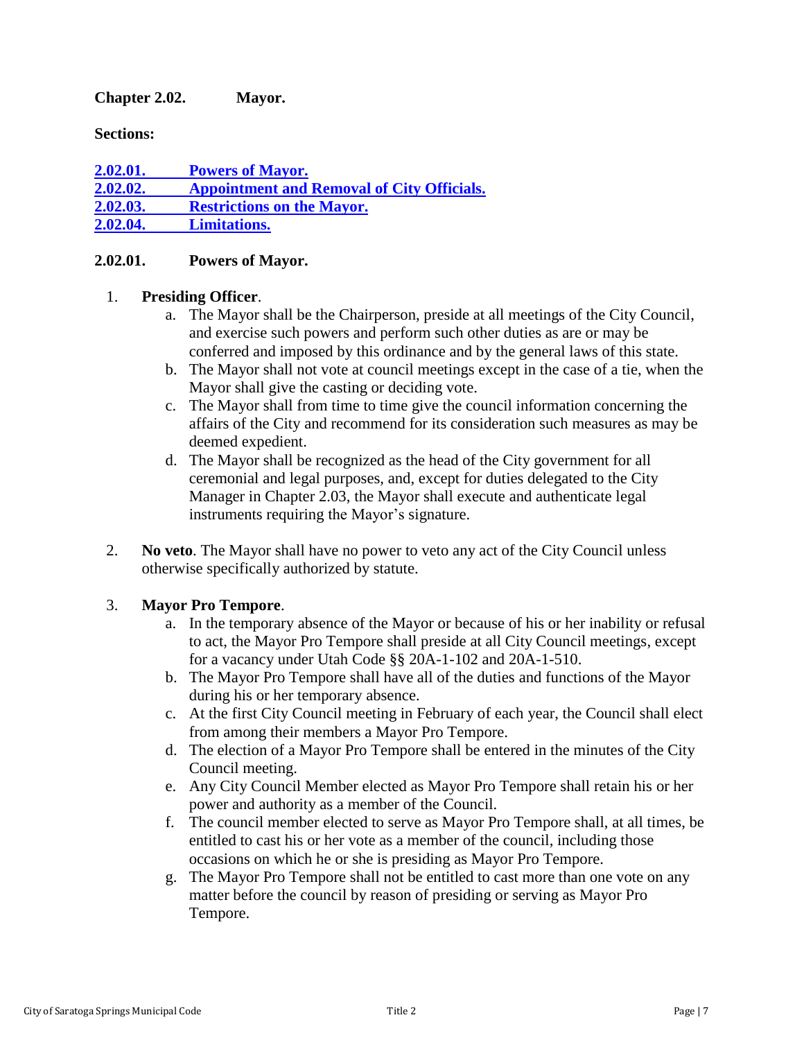## Chapter 2.02. Mayor.

**Sections:**

[2.02.01. Powers of Mayor.](#)
[2.02.02. Appointment and Removal of City Officials.](#)
[2.02.03. Restrictions on the Mayor.](#)
[2.02.04. Limitations.](#)

### 2.02.01. Powers of Mayor.

1. **Presiding Officer**.
   a. The Mayor shall be the Chairperson, preside at all meetings of the City Council, and exercise such powers and perform such other duties as are or may be conferred and imposed by this ordinance and by the general laws of this state.
   b. The Mayor shall not vote at council meetings except in the case of a tie, when the Mayor shall give the casting or deciding vote.
   c. The Mayor shall from time to time give the council information concerning the affairs of the City and recommend for its consideration such measures as may be deemed expedient.
   d. The Mayor shall be recognized as the head of the City government for all ceremonial and legal purposes, and, except for duties delegated to the City Manager in Chapter 2.03, the Mayor shall execute and authenticate legal instruments requiring the Mayor's signature.

2. **No veto**. The Mayor shall have no power to veto any act of the City Council unless otherwise specifically authorized by statute.

3. **Mayor Pro Tempore**.
   a. In the temporary absence of the Mayor or because of his or her inability or refusal to act, the Mayor Pro Tempore shall preside at all City Council meetings, except for a vacancy under Utah Code §§ 20A-1-102 and 20A-1-510.
   b. The Mayor Pro Tempore shall have all of the duties and functions of the Mayor during his or her temporary absence.
   c. At the first City Council meeting in February of each year, the Council shall elect from among their members a Mayor Pro Tempore.
   d. The election of a Mayor Pro Tempore shall be entered in the minutes of the City Council meeting.
   e. Any City Council Member elected as Mayor Pro Tempore shall retain his or her power and authority as a member of the Council.
   f. The council member elected to serve as Mayor Pro Tempore shall, at all times, be entitled to cast his or her vote as a member of the council, including those occasions on which he or she is presiding as Mayor Pro Tempore.
   g. The Mayor Pro Tempore shall not be entitled to cast more than one vote on any matter before the council by reason of presiding or serving as Mayor Pro Tempore.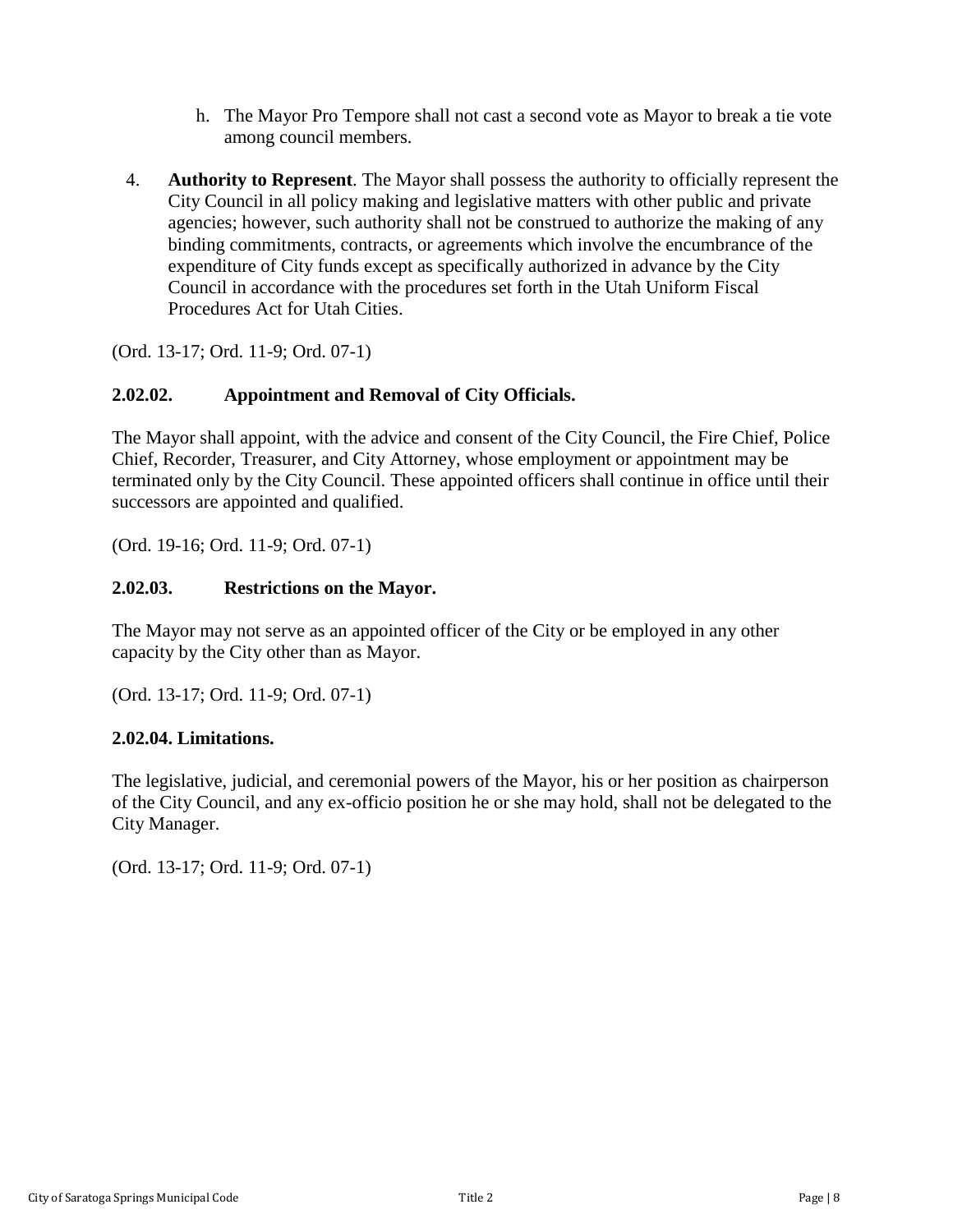h. The Mayor Pro Tempore shall not cast a second vote as Mayor to break a tie vote among council members.

4. **Authority to Represent**. The Mayor shall possess the authority to officially represent the City Council in all policy making and legislative matters with other public and private agencies; however, such authority shall not be construed to authorize the making of any binding commitments, contracts, or agreements which involve the encumbrance of the expenditure of City funds except as specifically authorized in advance by the City Council in accordance with the procedures set forth in the Utah Uniform Fiscal Procedures Act for Utah Cities.

(Ord. 13-17; Ord. 11-9; Ord. 07-1)

### 2.02.02. Appointment and Removal of City Officials.

The Mayor shall appoint, with the advice and consent of the City Council, the Fire Chief, Police Chief, Recorder, Treasurer, and City Attorney, whose employment or appointment may be terminated only by the City Council. These appointed officers shall continue in office until their successors are appointed and qualified.

(Ord. 19-16; Ord. 11-9; Ord. 07-1)

### 2.02.03. Restrictions on the Mayor.

The Mayor may not serve as an appointed officer of the City or be employed in any other capacity by the City other than as Mayor.

(Ord. 13-17; Ord. 11-9; Ord. 07-1)

### 2.02.04. Limitations.

The legislative, judicial, and ceremonial powers of the Mayor, his or her position as chairperson of the City Council, and any ex-officio position he or she may hold, shall not be delegated to the City Manager.

(Ord. 13-17; Ord. 11-9; Ord. 07-1)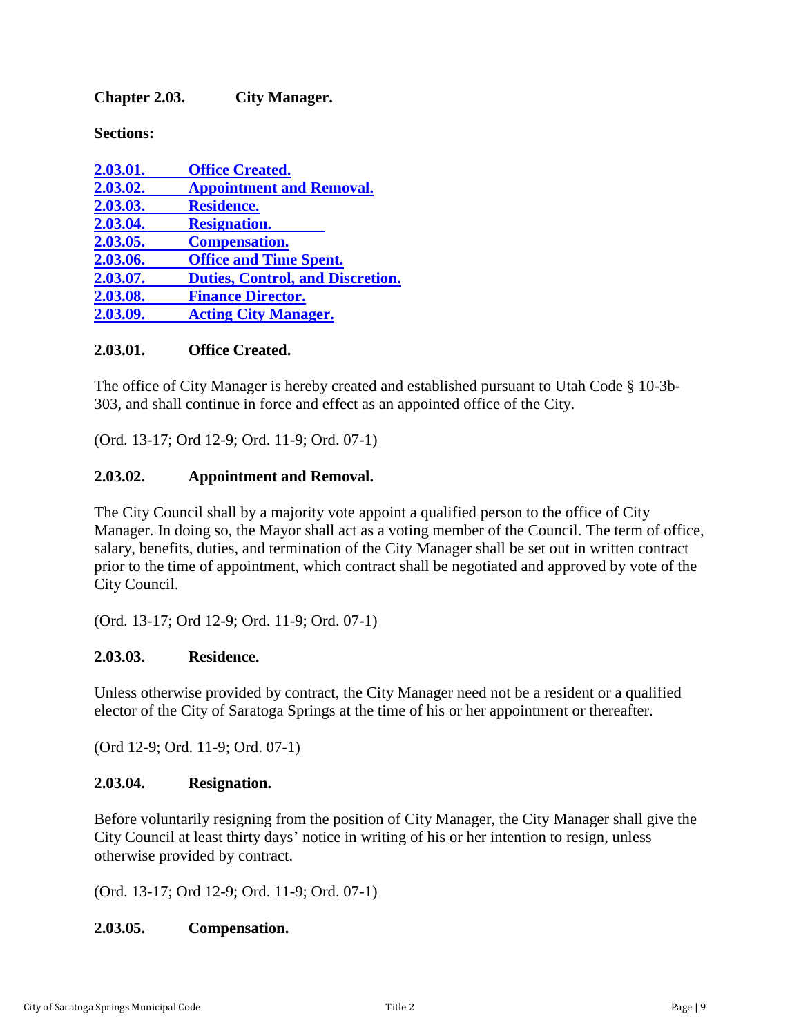## Chapter 2.03. City Manager.

**Sections:**

[2.03.01. Office Created.](#)
[2.03.02. Appointment and Removal.](#)
[2.03.03. Residence.](#)
[2.03.04. Resignation.](#)
[2.03.05. Compensation.](#)
[2.03.06. Office and Time Spent.](#)
[2.03.07. Duties, Control, and Discretion.](#)
[2.03.08. Finance Director.](#)
[2.03.09. Acting City Manager.](#)

### 2.03.01. Office Created.

The office of City Manager is hereby created and established pursuant to Utah Code § 10-3b-303, and shall continue in force and effect as an appointed office of the City.

(Ord. 13-17; Ord 12-9; Ord. 11-9; Ord. 07-1)

### 2.03.02. Appointment and Removal.

The City Council shall by a majority vote appoint a qualified person to the office of City Manager. In doing so, the Mayor shall act as a voting member of the Council. The term of office, salary, benefits, duties, and termination of the City Manager shall be set out in written contract prior to the time of appointment, which contract shall be negotiated and approved by vote of the City Council.

(Ord. 13-17; Ord 12-9; Ord. 11-9; Ord. 07-1)

### 2.03.03. Residence.

Unless otherwise provided by contract, the City Manager need not be a resident or a qualified elector of the City of Saratoga Springs at the time of his or her appointment or thereafter.

(Ord 12-9; Ord. 11-9; Ord. 07-1)

### 2.03.04. Resignation.

Before voluntarily resigning from the position of City Manager, the City Manager shall give the City Council at least thirty days' notice in writing of his or her intention to resign, unless otherwise provided by contract.

(Ord. 13-17; Ord 12-9; Ord. 11-9; Ord. 07-1)

### 2.03.05. Compensation.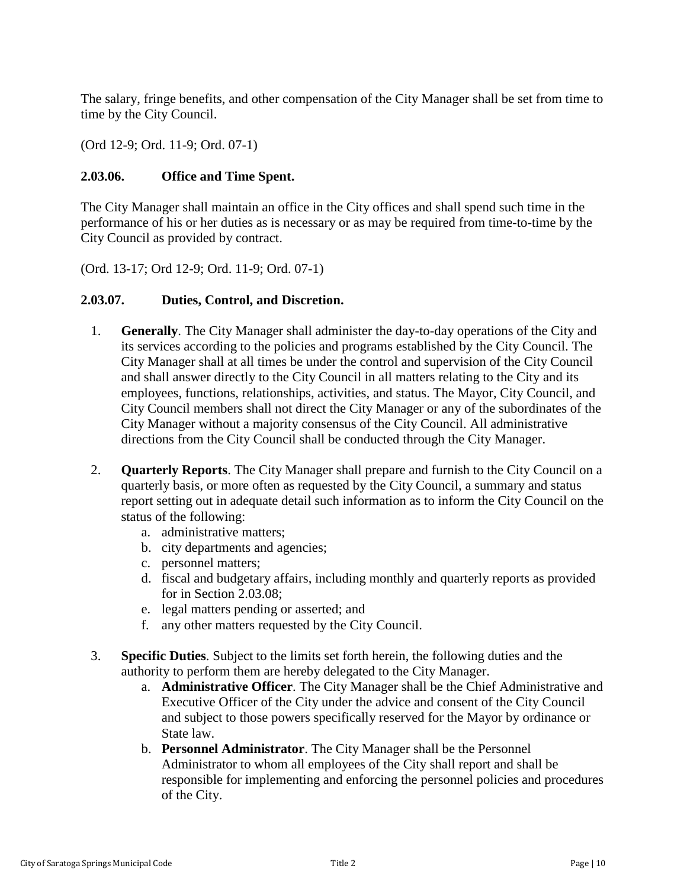The salary, fringe benefits, and other compensation of the City Manager shall be set from time to time by the City Council.

(Ord 12-9; Ord. 11-9; Ord. 07-1)

### 2.03.06. Office and Time Spent.

The City Manager shall maintain an office in the City offices and shall spend such time in the performance of his or her duties as is necessary or as may be required from time-to-time by the City Council as provided by contract.

(Ord. 13-17; Ord 12-9; Ord. 11-9; Ord. 07-1)

### 2.03.07. Duties, Control, and Discretion.

1. **Generally**. The City Manager shall administer the day-to-day operations of the City and its services according to the policies and programs established by the City Council. The City Manager shall at all times be under the control and supervision of the City Council and shall answer directly to the City Council in all matters relating to the City and its employees, functions, relationships, activities, and status. The Mayor, City Council, and City Council members shall not direct the City Manager or any of the subordinates of the City Manager without a majority consensus of the City Council. All administrative directions from the City Council shall be conducted through the City Manager.

2. **Quarterly Reports**. The City Manager shall prepare and furnish to the City Council on a quarterly basis, or more often as requested by the City Council, a summary and status report setting out in adequate detail such information as to inform the City Council on the status of the following:
   a. administrative matters;
   b. city departments and agencies;
   c. personnel matters;
   d. fiscal and budgetary affairs, including monthly and quarterly reports as provided for in Section 2.03.08;
   e. legal matters pending or asserted; and
   f. any other matters requested by the City Council.

3. **Specific Duties**. Subject to the limits set forth herein, the following duties and the authority to perform them are hereby delegated to the City Manager.
   a. **Administrative Officer**. The City Manager shall be the Chief Administrative and Executive Officer of the City under the advice and consent of the City Council and subject to those powers specifically reserved for the Mayor by ordinance or State law.
   b. **Personnel Administrator**. The City Manager shall be the Personnel Administrator to whom all employees of the City shall report and shall be responsible for implementing and enforcing the personnel policies and procedures of the City.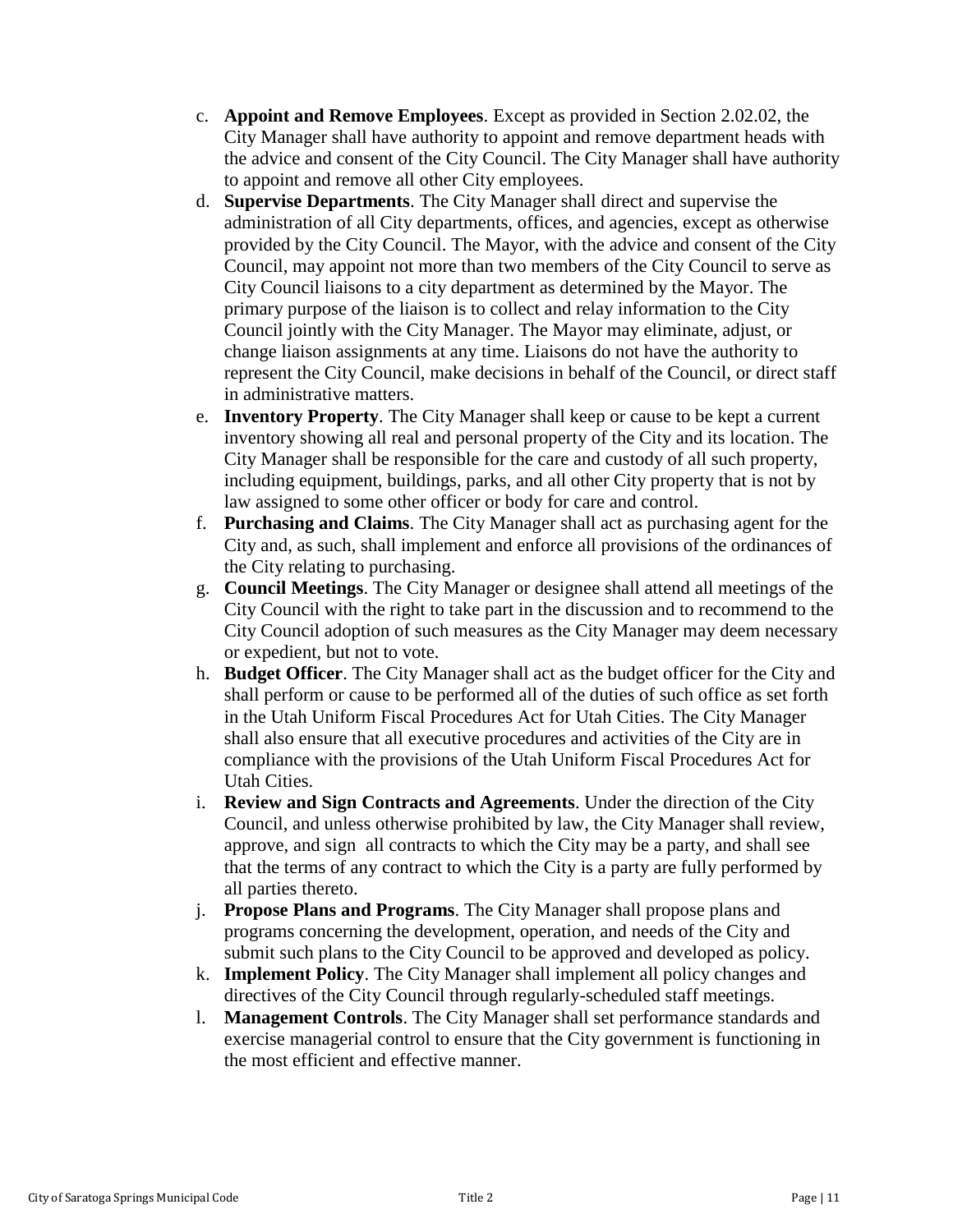c. **Appoint and Remove Employees**. Except as provided in Section 2.02.02, the City Manager shall have authority to appoint and remove department heads with the advice and consent of the City Council. The City Manager shall have authority to appoint and remove all other City employees.

d. **Supervise Departments**. The City Manager shall direct and supervise the administration of all City departments, offices, and agencies, except as otherwise provided by the City Council. The Mayor, with the advice and consent of the City Council, may appoint not more than two members of the City Council to serve as City Council liaisons to a city department as determined by the Mayor. The primary purpose of the liaison is to collect and relay information to the City Council jointly with the City Manager. The Mayor may eliminate, adjust, or change liaison assignments at any time. Liaisons do not have the authority to represent the City Council, make decisions in behalf of the Council, or direct staff in administrative matters.

e. **Inventory Property**. The City Manager shall keep or cause to be kept a current inventory showing all real and personal property of the City and its location. The City Manager shall be responsible for the care and custody of all such property, including equipment, buildings, parks, and all other City property that is not by law assigned to some other officer or body for care and control.

f. **Purchasing and Claims**. The City Manager shall act as purchasing agent for the City and, as such, shall implement and enforce all provisions of the ordinances of the City relating to purchasing.

g. **Council Meetings**. The City Manager or designee shall attend all meetings of the City Council with the right to take part in the discussion and to recommend to the City Council adoption of such measures as the City Manager may deem necessary or expedient, but not to vote.

h. **Budget Officer**. The City Manager shall act as the budget officer for the City and shall perform or cause to be performed all of the duties of such office as set forth in the Utah Uniform Fiscal Procedures Act for Utah Cities. The City Manager shall also ensure that all executive procedures and activities of the City are in compliance with the provisions of the Utah Uniform Fiscal Procedures Act for Utah Cities.

i. **Review and Sign Contracts and Agreements**. Under the direction of the City Council, and unless otherwise prohibited by law, the City Manager shall review, approve, and sign all contracts to which the City may be a party, and shall see that the terms of any contract to which the City is a party are fully performed by all parties thereto.

j. **Propose Plans and Programs**. The City Manager shall propose plans and programs concerning the development, operation, and needs of the City and submit such plans to the City Council to be approved and developed as policy.

k. **Implement Policy**. The City Manager shall implement all policy changes and directives of the City Council through regularly-scheduled staff meetings.

l. **Management Controls**. The City Manager shall set performance standards and exercise managerial control to ensure that the City government is functioning in the most efficient and effective manner.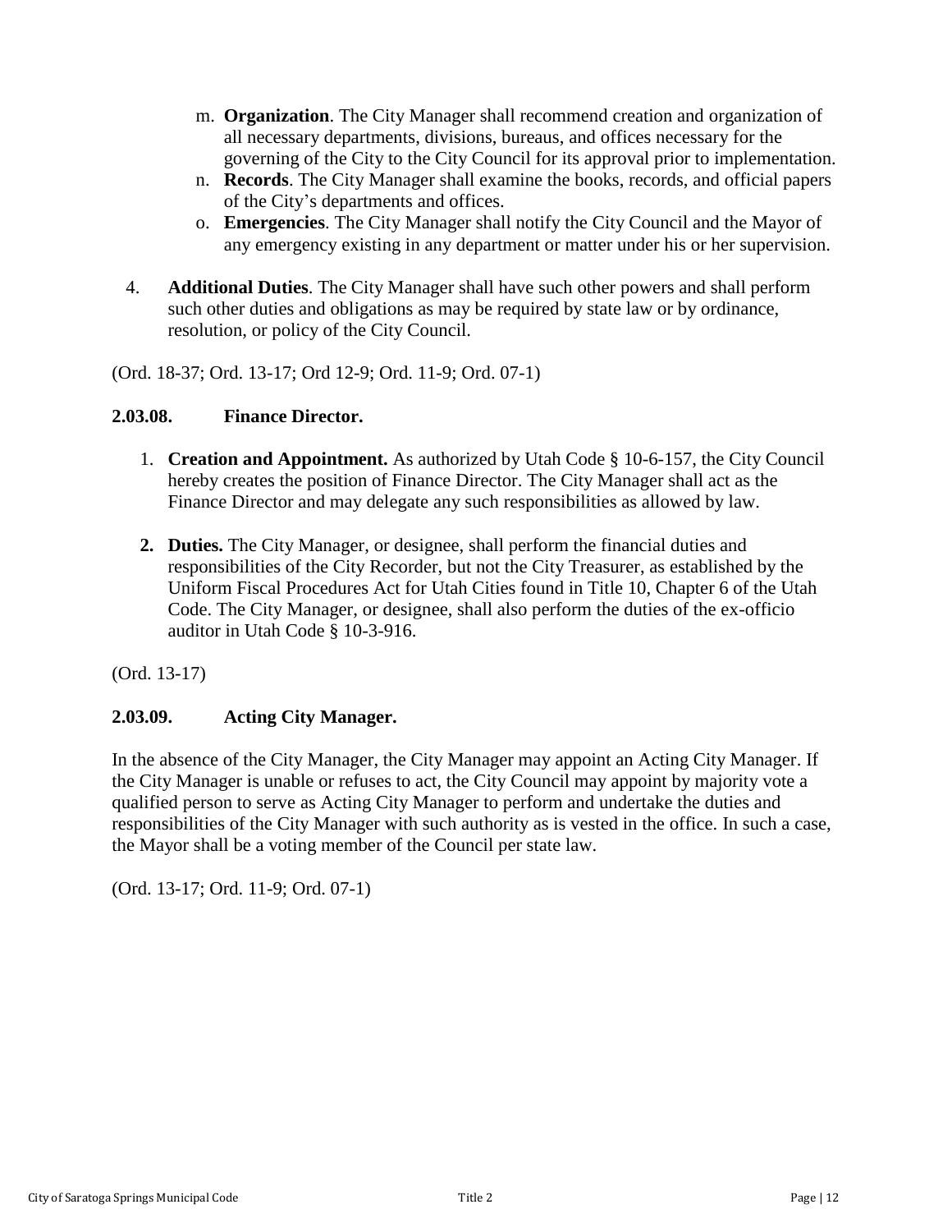m. **Organization**. The City Manager shall recommend creation and organization of all necessary departments, divisions, bureaus, and offices necessary for the governing of the City to the City Council for its approval prior to implementation.
n. **Records**. The City Manager shall examine the books, records, and official papers of the City's departments and offices.
o. **Emergencies**. The City Manager shall notify the City Council and the Mayor of any emergency existing in any department or matter under his or her supervision.

4. **Additional Duties**. The City Manager shall have such other powers and shall perform such other duties and obligations as may be required by state law or by ordinance, resolution, or policy of the City Council.

(Ord. 18-37; Ord. 13-17; Ord 12-9; Ord. 11-9; Ord. 07-1)

### 2.03.08. Finance Director.

1. **Creation and Appointment.** As authorized by Utah Code § 10-6-157, the City Council hereby creates the position of Finance Director. The City Manager shall act as the Finance Director and may delegate any such responsibilities as allowed by law.

2. **Duties.** The City Manager, or designee, shall perform the financial duties and responsibilities of the City Recorder, but not the City Treasurer, as established by the Uniform Fiscal Procedures Act for Utah Cities found in Title 10, Chapter 6 of the Utah Code. The City Manager, or designee, shall also perform the duties of the ex-officio auditor in Utah Code § 10-3-916.

(Ord. 13-17)

### 2.03.09. Acting City Manager.

In the absence of the City Manager, the City Manager may appoint an Acting City Manager. If the City Manager is unable or refuses to act, the City Council may appoint by majority vote a qualified person to serve as Acting City Manager to perform and undertake the duties and responsibilities of the City Manager with such authority as is vested in the office. In such a case, the Mayor shall be a voting member of the Council per state law.

(Ord. 13-17; Ord. 11-9; Ord. 07-1)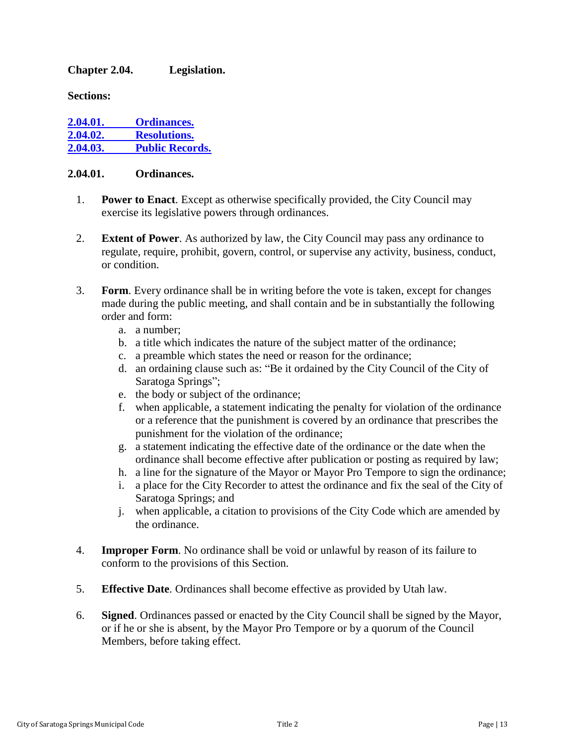## Chapter 2.04. Legislation.

**Sections:**

[2.04.01. Ordinances.](#)
[2.04.02. Resolutions.](#)
[2.04.03. Public Records.](#)

### 2.04.01. Ordinances.

1. **Power to Enact**. Except as otherwise specifically provided, the City Council may exercise its legislative powers through ordinances.

2. **Extent of Power**. As authorized by law, the City Council may pass any ordinance to regulate, require, prohibit, govern, control, or supervise any activity, business, conduct, or condition.

3. **Form**. Every ordinance shall be in writing before the vote is taken, except for changes made during the public meeting, and shall contain and be in substantially the following order and form:
   a. a number;
   b. a title which indicates the nature of the subject matter of the ordinance;
   c. a preamble which states the need or reason for the ordinance;
   d. an ordaining clause such as: "Be it ordained by the City Council of the City of Saratoga Springs";
   e. the body or subject of the ordinance;
   f. when applicable, a statement indicating the penalty for violation of the ordinance or a reference that the punishment is covered by an ordinance that prescribes the punishment for the violation of the ordinance;
   g. a statement indicating the effective date of the ordinance or the date when the ordinance shall become effective after publication or posting as required by law;
   h. a line for the signature of the Mayor or Mayor Pro Tempore to sign the ordinance;
   i. a place for the City Recorder to attest the ordinance and fix the seal of the City of Saratoga Springs; and
   j. when applicable, a citation to provisions of the City Code which are amended by the ordinance.

4. **Improper Form**. No ordinance shall be void or unlawful by reason of its failure to conform to the provisions of this Section.

5. **Effective Date**. Ordinances shall become effective as provided by Utah law.

6. **Signed**. Ordinances passed or enacted by the City Council shall be signed by the Mayor, or if he or she is absent, by the Mayor Pro Tempore or by a quorum of the Council Members, before taking effect.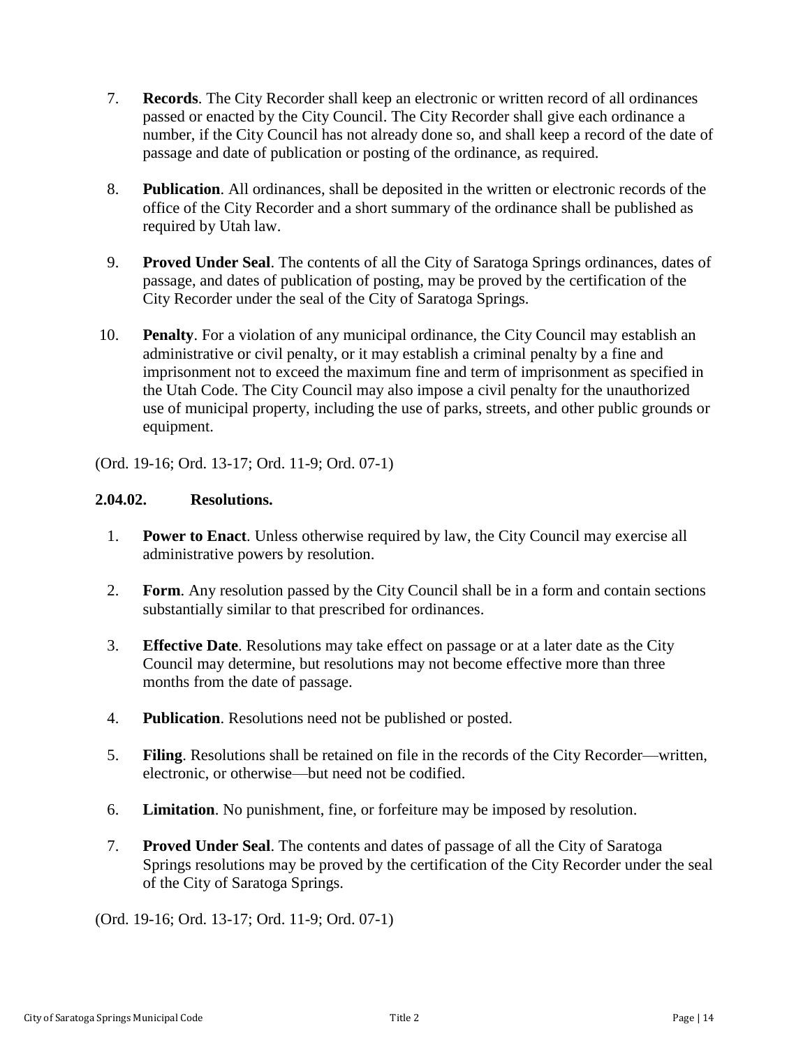7. **Records**. The City Recorder shall keep an electronic or written record of all ordinances passed or enacted by the City Council. The City Recorder shall give each ordinance a number, if the City Council has not already done so, and shall keep a record of the date of passage and date of publication or posting of the ordinance, as required.

8. **Publication**. All ordinances, shall be deposited in the written or electronic records of the office of the City Recorder and a short summary of the ordinance shall be published as required by Utah law.

9. **Proved Under Seal**. The contents of all the City of Saratoga Springs ordinances, dates of passage, and dates of publication of posting, may be proved by the certification of the City Recorder under the seal of the City of Saratoga Springs.

10. **Penalty**. For a violation of any municipal ordinance, the City Council may establish an administrative or civil penalty, or it may establish a criminal penalty by a fine and imprisonment not to exceed the maximum fine and term of imprisonment as specified in the Utah Code. The City Council may also impose a civil penalty for the unauthorized use of municipal property, including the use of parks, streets, and other public grounds or equipment.

(Ord. 19-16; Ord. 13-17; Ord. 11-9; Ord. 07-1)

### 2.04.02. Resolutions.

1. **Power to Enact**. Unless otherwise required by law, the City Council may exercise all administrative powers by resolution.

2. **Form**. Any resolution passed by the City Council shall be in a form and contain sections substantially similar to that prescribed for ordinances.

3. **Effective Date**. Resolutions may take effect on passage or at a later date as the City Council may determine, but resolutions may not become effective more than three months from the date of passage.

4. **Publication**. Resolutions need not be published or posted.

5. **Filing**. Resolutions shall be retained on file in the records of the City Recorder—written, electronic, or otherwise—but need not be codified.

6. **Limitation**. No punishment, fine, or forfeiture may be imposed by resolution.

7. **Proved Under Seal**. The contents and dates of passage of all the City of Saratoga Springs resolutions may be proved by the certification of the City Recorder under the seal of the City of Saratoga Springs.

(Ord. 19-16; Ord. 13-17; Ord. 11-9; Ord. 07-1)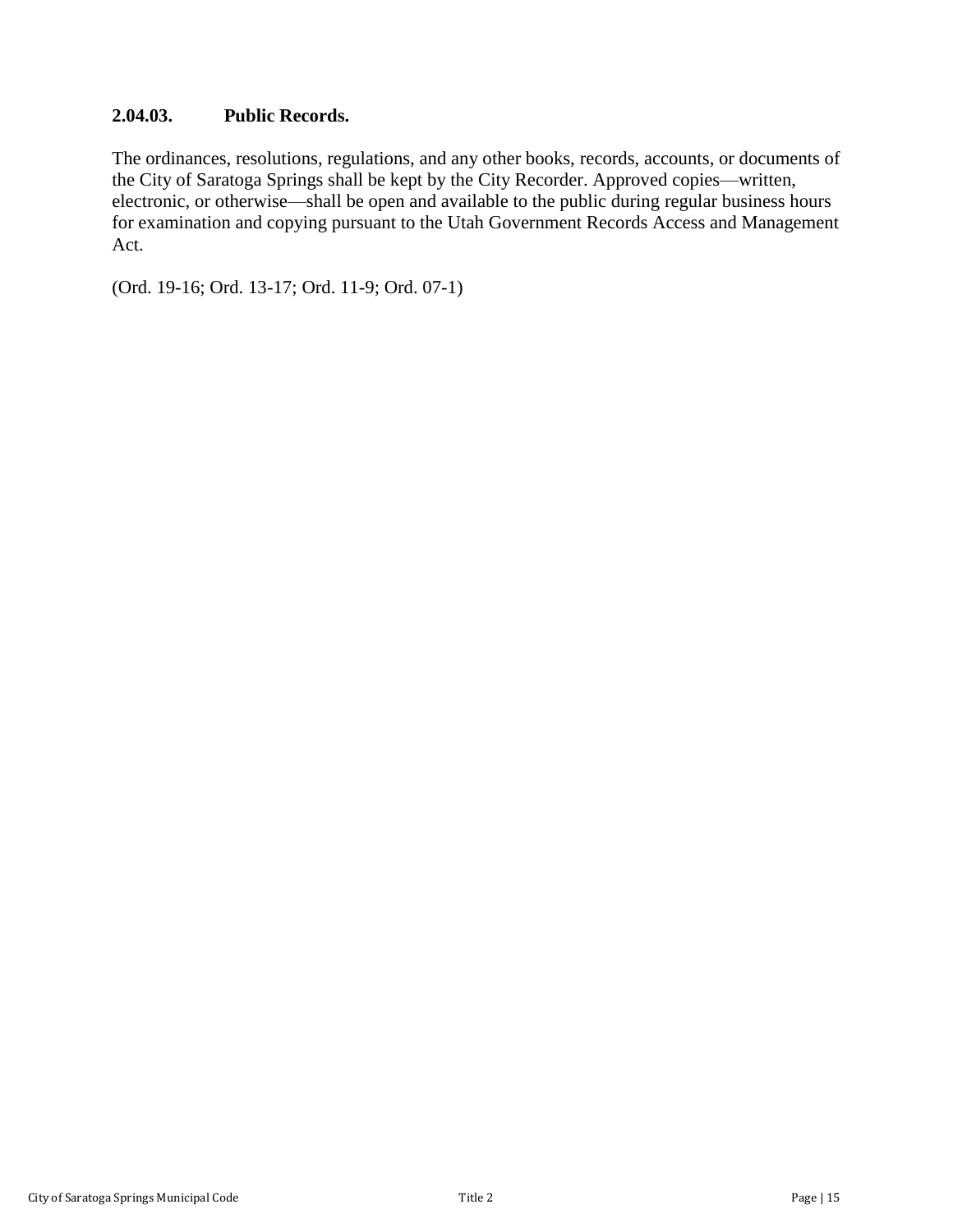### 2.04.03. Public Records.

The ordinances, resolutions, regulations, and any other books, records, accounts, or documents of the City of Saratoga Springs shall be kept by the City Recorder. Approved copies—written, electronic, or otherwise—shall be open and available to the public during regular business hours for examination and copying pursuant to the Utah Government Records Access and Management Act.

(Ord. 19-16; Ord. 13-17; Ord. 11-9; Ord. 07-1)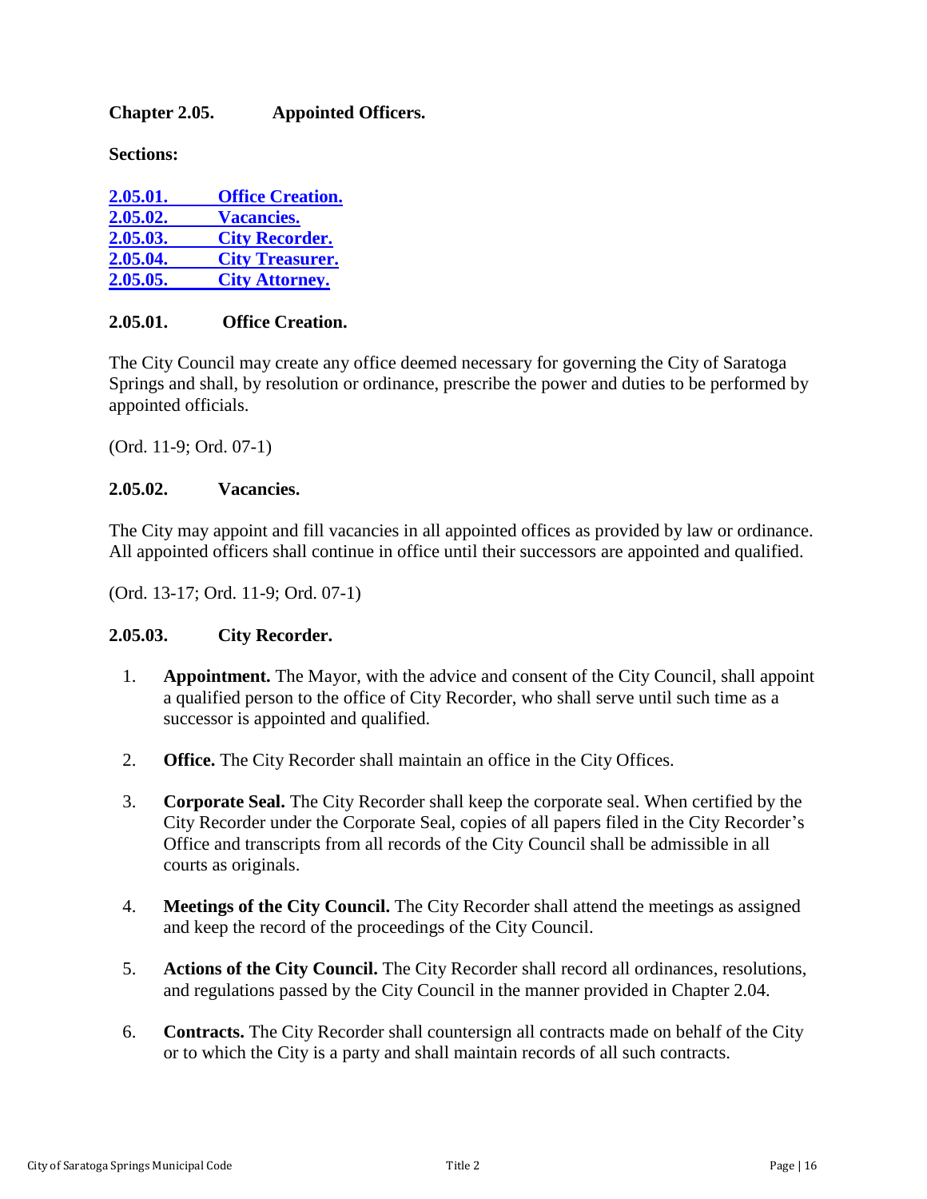## Chapter 2.05. Appointed Officers.

**Sections:**

**2.05.01. Office Creation.**
**2.05.02. Vacancies.**
**2.05.03. City Recorder.**
**2.05.04. City Treasurer.**
**2.05.05. City Attorney.**

### 2.05.01. Office Creation.

The City Council may create any office deemed necessary for governing the City of Saratoga Springs and shall, by resolution or ordinance, prescribe the power and duties to be performed by appointed officials.

(Ord. 11-9; Ord. 07-1)

### 2.05.02. Vacancies.

The City may appoint and fill vacancies in all appointed offices as provided by law or ordinance. All appointed officers shall continue in office until their successors are appointed and qualified.

(Ord. 13-17; Ord. 11-9; Ord. 07-1)

### 2.05.03. City Recorder.

1. **Appointment.** The Mayor, with the advice and consent of the City Council, shall appoint a qualified person to the office of City Recorder, who shall serve until such time as a successor is appointed and qualified.

2. **Office.** The City Recorder shall maintain an office in the City Offices.

3. **Corporate Seal.** The City Recorder shall keep the corporate seal. When certified by the City Recorder under the Corporate Seal, copies of all papers filed in the City Recorder's Office and transcripts from all records of the City Council shall be admissible in all courts as originals.

4. **Meetings of the City Council.** The City Recorder shall attend the meetings as assigned and keep the record of the proceedings of the City Council.

5. **Actions of the City Council.** The City Recorder shall record all ordinances, resolutions, and regulations passed by the City Council in the manner provided in Chapter 2.04.

6. **Contracts.** The City Recorder shall countersign all contracts made on behalf of the City or to which the City is a party and shall maintain records of all such contracts.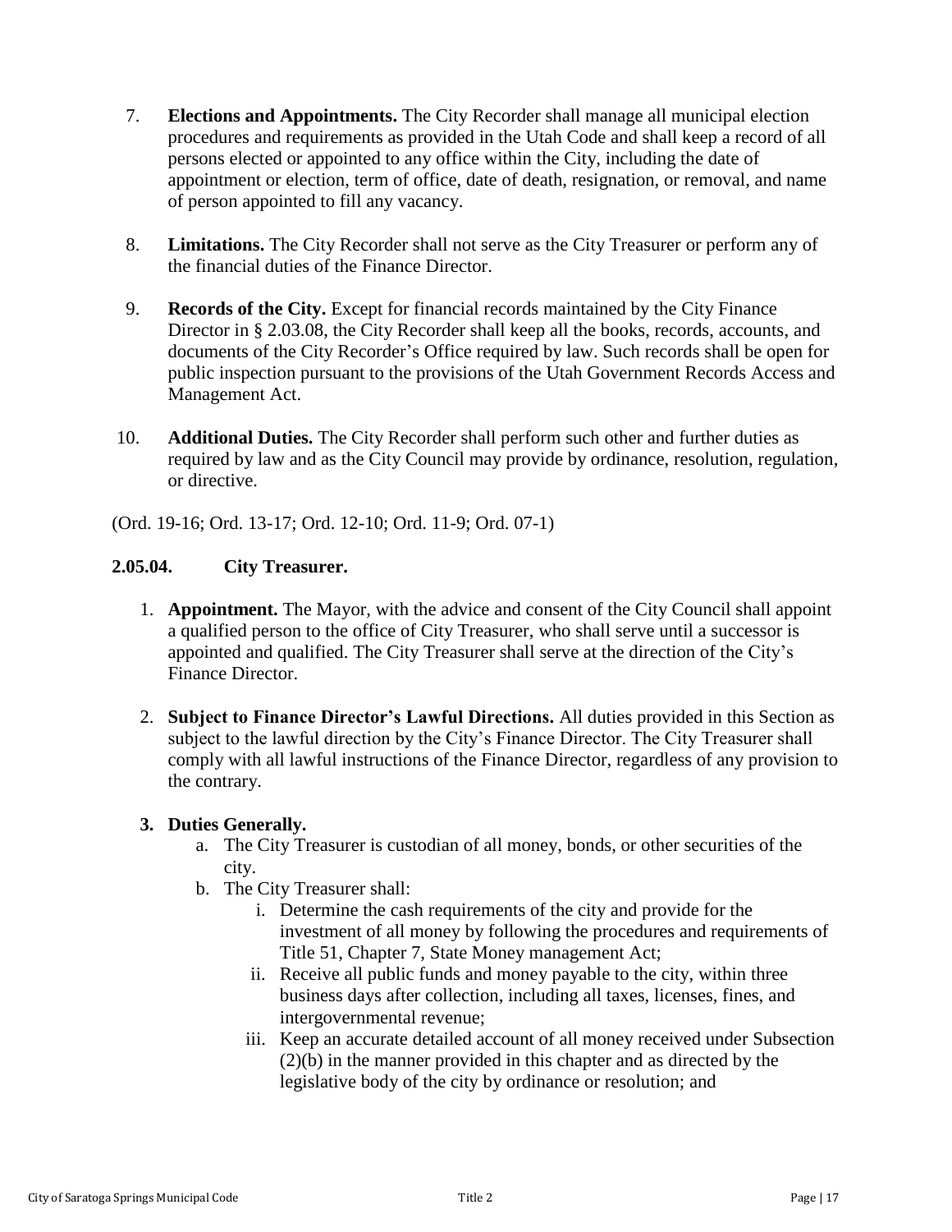7. **Elections and Appointments.** The City Recorder shall manage all municipal election procedures and requirements as provided in the Utah Code and shall keep a record of all persons elected or appointed to any office within the City, including the date of appointment or election, term of office, date of death, resignation, or removal, and name of person appointed to fill any vacancy.

8. **Limitations.** The City Recorder shall not serve as the City Treasurer or perform any of the financial duties of the Finance Director.

9. **Records of the City.** Except for financial records maintained by the City Finance Director in § 2.03.08, the City Recorder shall keep all the books, records, accounts, and documents of the City Recorder's Office required by law. Such records shall be open for public inspection pursuant to the provisions of the Utah Government Records Access and Management Act.

10. **Additional Duties.** The City Recorder shall perform such other and further duties as required by law and as the City Council may provide by ordinance, resolution, regulation, or directive.

(Ord. 19-16; Ord. 13-17; Ord. 12-10; Ord. 11-9; Ord. 07-1)

### 2.05.04. City Treasurer.

1. **Appointment.** The Mayor, with the advice and consent of the City Council shall appoint a qualified person to the office of City Treasurer, who shall serve until a successor is appointed and qualified. The City Treasurer shall serve at the direction of the City's Finance Director.

2. **Subject to Finance Director's Lawful Directions.** All duties provided in this Section as subject to the lawful direction by the City's Finance Director. The City Treasurer shall comply with all lawful instructions of the Finance Director, regardless of any provision to the contrary.

3. **Duties Generally.**
   a. The City Treasurer is custodian of all money, bonds, or other securities of the city.
   b. The City Treasurer shall:
      i. Determine the cash requirements of the city and provide for the investment of all money by following the procedures and requirements of Title 51, Chapter 7, State Money management Act;
      ii. Receive all public funds and money payable to the city, within three business days after collection, including all taxes, licenses, fines, and intergovernmental revenue;
      iii. Keep an accurate detailed account of all money received under Subsection (2)(b) in the manner provided in this chapter and as directed by the legislative body of the city by ordinance or resolution; and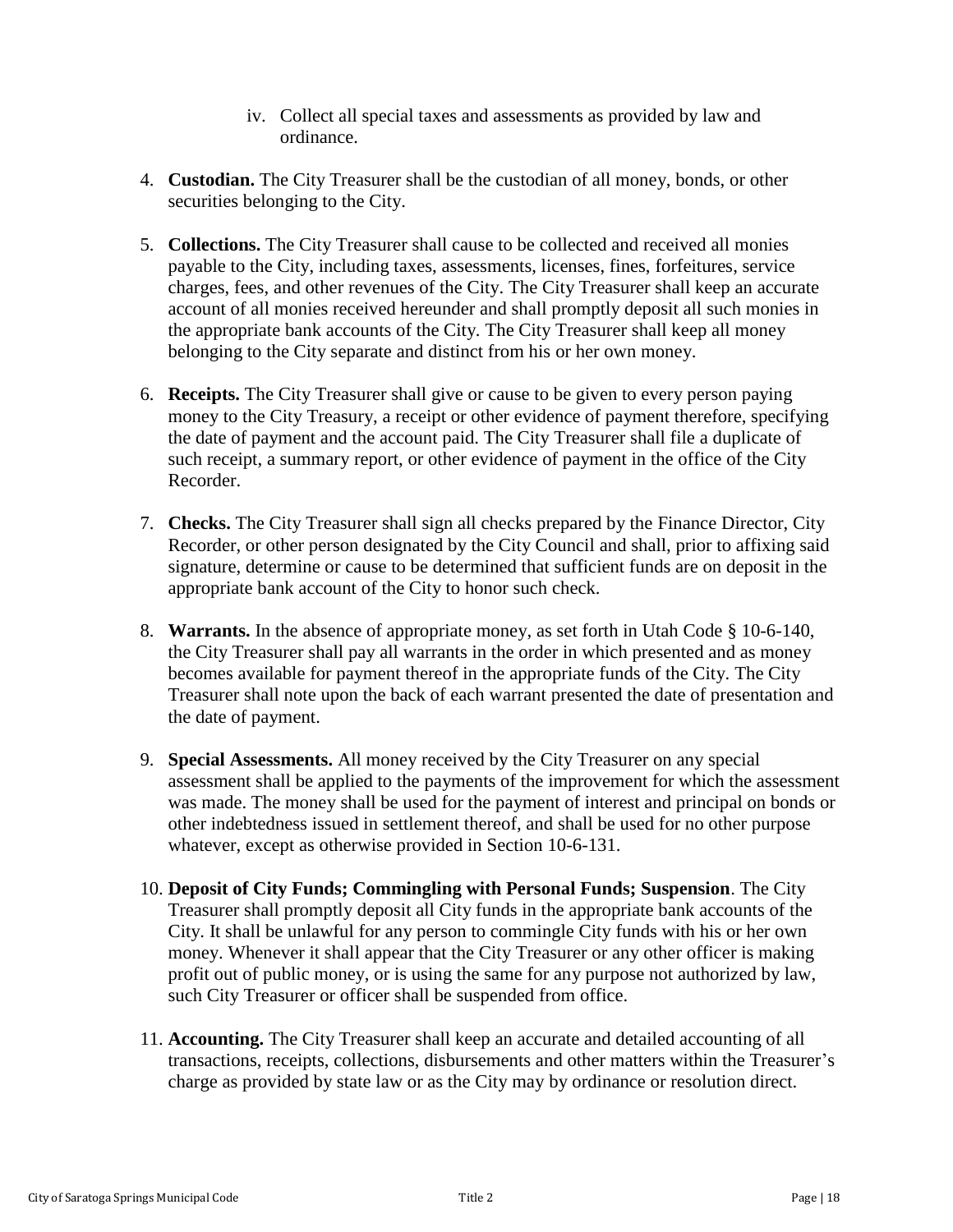iv. Collect all special taxes and assessments as provided by law and ordinance.

4. **Custodian.** The City Treasurer shall be the custodian of all money, bonds, or other securities belonging to the City.

5. **Collections.** The City Treasurer shall cause to be collected and received all monies payable to the City, including taxes, assessments, licenses, fines, forfeitures, service charges, fees, and other revenues of the City. The City Treasurer shall keep an accurate account of all monies received hereunder and shall promptly deposit all such monies in the appropriate bank accounts of the City. The City Treasurer shall keep all money belonging to the City separate and distinct from his or her own money.

6. **Receipts.** The City Treasurer shall give or cause to be given to every person paying money to the City Treasury, a receipt or other evidence of payment therefore, specifying the date of payment and the account paid. The City Treasurer shall file a duplicate of such receipt, a summary report, or other evidence of payment in the office of the City Recorder.

7. **Checks.** The City Treasurer shall sign all checks prepared by the Finance Director, City Recorder, or other person designated by the City Council and shall, prior to affixing said signature, determine or cause to be determined that sufficient funds are on deposit in the appropriate bank account of the City to honor such check.

8. **Warrants.** In the absence of appropriate money, as set forth in Utah Code § 10-6-140, the City Treasurer shall pay all warrants in the order in which presented and as money becomes available for payment thereof in the appropriate funds of the City. The City Treasurer shall note upon the back of each warrant presented the date of presentation and the date of payment.

9. **Special Assessments.** All money received by the City Treasurer on any special assessment shall be applied to the payments of the improvement for which the assessment was made. The money shall be used for the payment of interest and principal on bonds or other indebtedness issued in settlement thereof, and shall be used for no other purpose whatever, except as otherwise provided in Section 10-6-131.

10. **Deposit of City Funds; Commingling with Personal Funds; Suspension**. The City Treasurer shall promptly deposit all City funds in the appropriate bank accounts of the City. It shall be unlawful for any person to commingle City funds with his or her own money. Whenever it shall appear that the City Treasurer or any other officer is making profit out of public money, or is using the same for any purpose not authorized by law, such City Treasurer or officer shall be suspended from office.

11. **Accounting.** The City Treasurer shall keep an accurate and detailed accounting of all transactions, receipts, collections, disbursements and other matters within the Treasurer's charge as provided by state law or as the City may by ordinance or resolution direct.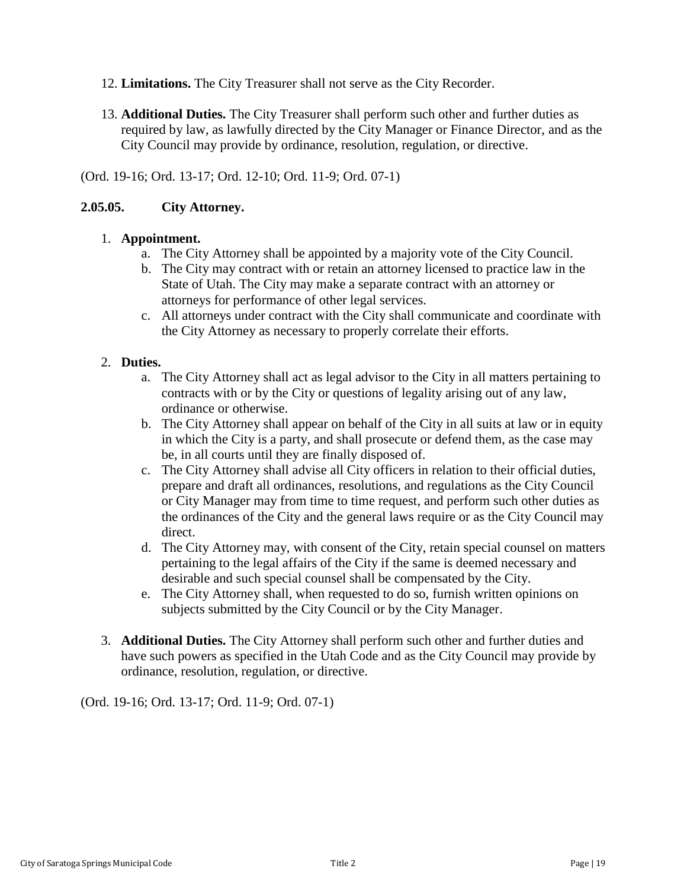12. **Limitations.** The City Treasurer shall not serve as the City Recorder.

13. **Additional Duties.** The City Treasurer shall perform such other and further duties as required by law, as lawfully directed by the City Manager or Finance Director, and as the City Council may provide by ordinance, resolution, regulation, or directive.

(Ord. 19-16; Ord. 13-17; Ord. 12-10; Ord. 11-9; Ord. 07-1)

### 2.05.05. City Attorney.

1. **Appointment.**
   a. The City Attorney shall be appointed by a majority vote of the City Council.
   b. The City may contract with or retain an attorney licensed to practice law in the State of Utah. The City may make a separate contract with an attorney or attorneys for performance of other legal services.
   c. All attorneys under contract with the City shall communicate and coordinate with the City Attorney as necessary to properly correlate their efforts.

2. **Duties.**
   a. The City Attorney shall act as legal advisor to the City in all matters pertaining to contracts with or by the City or questions of legality arising out of any law, ordinance or otherwise.
   b. The City Attorney shall appear on behalf of the City in all suits at law or in equity in which the City is a party, and shall prosecute or defend them, as the case may be, in all courts until they are finally disposed of.
   c. The City Attorney shall advise all City officers in relation to their official duties, prepare and draft all ordinances, resolutions, and regulations as the City Council or City Manager may from time to time request, and perform such other duties as the ordinances of the City and the general laws require or as the City Council may direct.
   d. The City Attorney may, with consent of the City, retain special counsel on matters pertaining to the legal affairs of the City if the same is deemed necessary and desirable and such special counsel shall be compensated by the City.
   e. The City Attorney shall, when requested to do so, furnish written opinions on subjects submitted by the City Council or by the City Manager.

3. **Additional Duties.** The City Attorney shall perform such other and further duties and have such powers as specified in the Utah Code and as the City Council may provide by ordinance, resolution, regulation, or directive.

(Ord. 19-16; Ord. 13-17; Ord. 11-9; Ord. 07-1)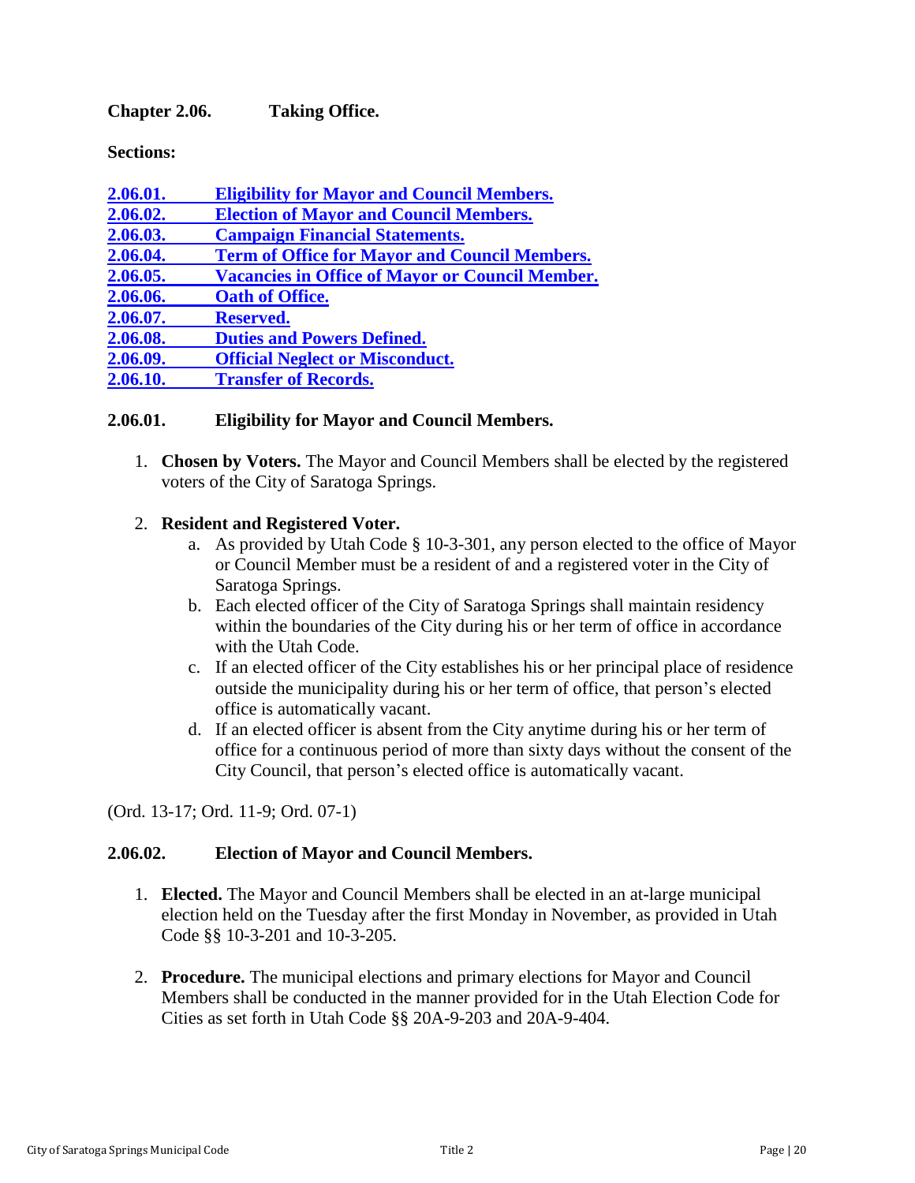## Chapter 2.06. Taking Office.

**Sections:**

- **2.06.01. Eligibility for Mayor and Council Members.**
- **2.06.02. Election of Mayor and Council Members.**
- **2.06.03. Campaign Financial Statements.**
- **2.06.04. Term of Office for Mayor and Council Members.**
- **2.06.05. Vacancies in Office of Mayor or Council Member.**
- **2.06.06. Oath of Office.**
- **2.06.07. Reserved.**
- **2.06.08. Duties and Powers Defined.**
- **2.06.09. Official Neglect or Misconduct.**
- **2.06.10. Transfer of Records.**

### 2.06.01. Eligibility for Mayor and Council Members.

1. **Chosen by Voters.** The Mayor and Council Members shall be elected by the registered voters of the City of Saratoga Springs.

2. **Resident and Registered Voter.**
   a. As provided by Utah Code § 10-3-301, any person elected to the office of Mayor or Council Member must be a resident of and a registered voter in the City of Saratoga Springs.
   b. Each elected officer of the City of Saratoga Springs shall maintain residency within the boundaries of the City during his or her term of office in accordance with the Utah Code.
   c. If an elected officer of the City establishes his or her principal place of residence outside the municipality during his or her term of office, that person's elected office is automatically vacant.
   d. If an elected officer is absent from the City anytime during his or her term of office for a continuous period of more than sixty days without the consent of the City Council, that person's elected office is automatically vacant.

(Ord. 13-17; Ord. 11-9; Ord. 07-1)

### 2.06.02. Election of Mayor and Council Members.

1. **Elected.** The Mayor and Council Members shall be elected in an at-large municipal election held on the Tuesday after the first Monday in November, as provided in Utah Code §§ 10-3-201 and 10-3-205.

2. **Procedure.** The municipal elections and primary elections for Mayor and Council Members shall be conducted in the manner provided for in the Utah Election Code for Cities as set forth in Utah Code §§ 20A-9-203 and 20A-9-404.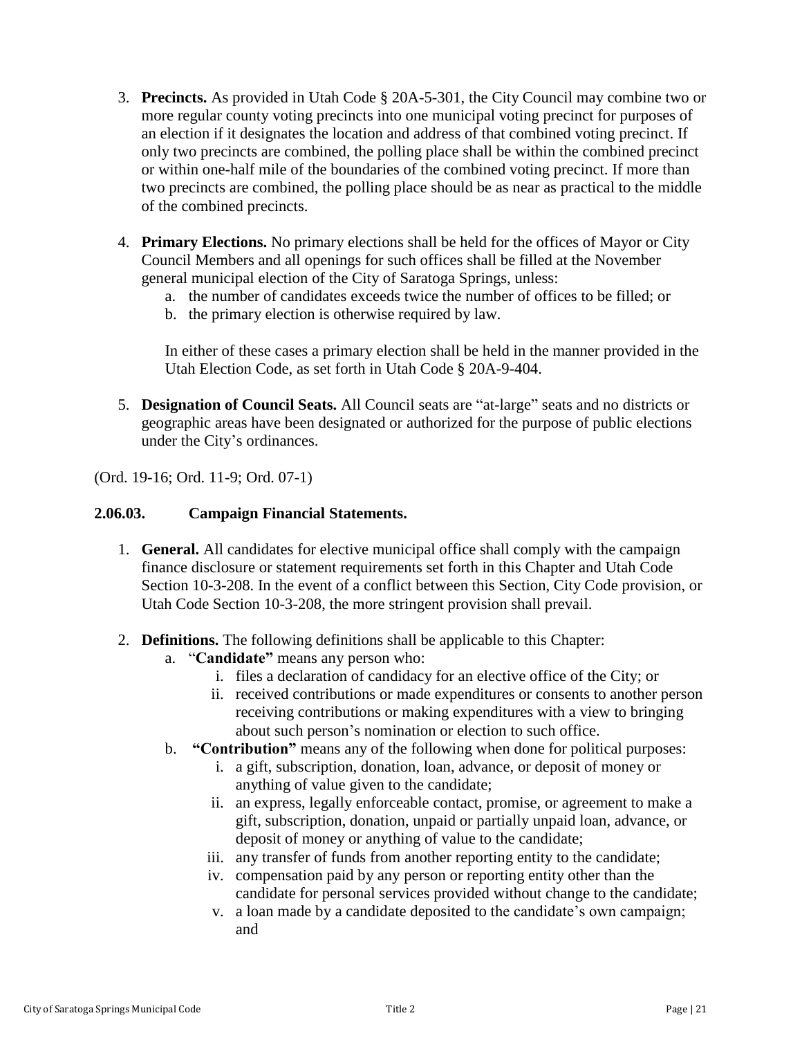3. **Precincts.** As provided in Utah Code § 20A-5-301, the City Council may combine two or more regular county voting precincts into one municipal voting precinct for purposes of an election if it designates the location and address of that combined voting precinct. If only two precincts are combined, the polling place shall be within the combined precinct or within one-half mile of the boundaries of the combined voting precinct. If more than two precincts are combined, the polling place should be as near as practical to the middle of the combined precincts.

4. **Primary Elections.** No primary elections shall be held for the offices of Mayor or City Council Members and all openings for such offices shall be filled at the November general municipal election of the City of Saratoga Springs, unless:
   a. the number of candidates exceeds twice the number of offices to be filled; or
   b. the primary election is otherwise required by law.

   In either of these cases a primary election shall be held in the manner provided in the Utah Election Code, as set forth in Utah Code § 20A-9-404.

5. **Designation of Council Seats.** All Council seats are "at-large" seats and no districts or geographic areas have been designated or authorized for the purpose of public elections under the City's ordinances.

(Ord. 19-16; Ord. 11-9; Ord. 07-1)

### 2.06.03. Campaign Financial Statements.

1. **General.** All candidates for elective municipal office shall comply with the campaign finance disclosure or statement requirements set forth in this Chapter and Utah Code Section 10-3-208. In the event of a conflict between this Section, City Code provision, or Utah Code Section 10-3-208, the more stringent provision shall prevail.

2. **Definitions.** The following definitions shall be applicable to this Chapter:
   a. "**Candidate"** means any person who:
      i. files a declaration of candidacy for an elective office of the City; or
      ii. received contributions or made expenditures or consents to another person receiving contributions or making expenditures with a view to bringing about such person's nomination or election to such office.
   b. **"Contribution"** means any of the following when done for political purposes:
      i. a gift, subscription, donation, loan, advance, or deposit of money or anything of value given to the candidate;
      ii. an express, legally enforceable contact, promise, or agreement to make a gift, subscription, donation, unpaid or partially unpaid loan, advance, or deposit of money or anything of value to the candidate;
      iii. any transfer of funds from another reporting entity to the candidate;
      iv. compensation paid by any person or reporting entity other than the candidate for personal services provided without change to the candidate;
      v. a loan made by a candidate deposited to the candidate's own campaign; and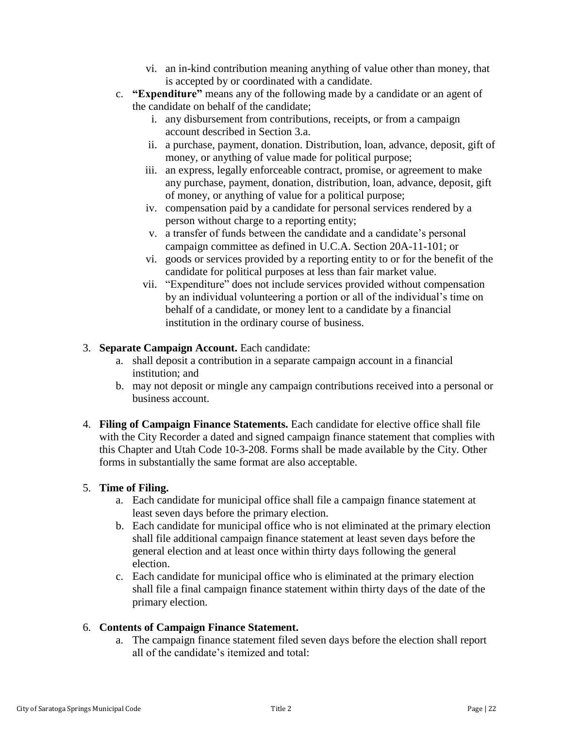vi. an in-kind contribution meaning anything of value other than money, that is accepted by or coordinated with a candidate.

c. **"Expenditure"** means any of the following made by a candidate or an agent of the candidate on behalf of the candidate;

   i. any disbursement from contributions, receipts, or from a campaign account described in Section 3.a.
   ii. a purchase, payment, donation. Distribution, loan, advance, deposit, gift of money, or anything of value made for political purpose;
   iii. an express, legally enforceable contract, promise, or agreement to make any purchase, payment, donation, distribution, loan, advance, deposit, gift of money, or anything of value for a political purpose;
   iv. compensation paid by a candidate for personal services rendered by a person without charge to a reporting entity;
   v. a transfer of funds between the candidate and a candidate's personal campaign committee as defined in U.C.A. Section 20A-11-101; or
   vi. goods or services provided by a reporting entity to or for the benefit of the candidate for political purposes at less than fair market value.
   vii. "Expenditure" does not include services provided without compensation by an individual volunteering a portion or all of the individual's time on behalf of a candidate, or money lent to a candidate by a financial institution in the ordinary course of business.

3. **Separate Campaign Account.** Each candidate:
   a. shall deposit a contribution in a separate campaign account in a financial institution; and
   b. may not deposit or mingle any campaign contributions received into a personal or business account.

4. **Filing of Campaign Finance Statements.** Each candidate for elective office shall file with the City Recorder a dated and signed campaign finance statement that complies with this Chapter and Utah Code 10-3-208. Forms shall be made available by the City. Other forms in substantially the same format are also acceptable.

5. **Time of Filing.**
   a. Each candidate for municipal office shall file a campaign finance statement at least seven days before the primary election.
   b. Each candidate for municipal office who is not eliminated at the primary election shall file additional campaign finance statement at least seven days before the general election and at least once within thirty days following the general election.
   c. Each candidate for municipal office who is eliminated at the primary election shall file a final campaign finance statement within thirty days of the date of the primary election.

6. **Contents of Campaign Finance Statement.**
   a. The campaign finance statement filed seven days before the election shall report all of the candidate's itemized and total: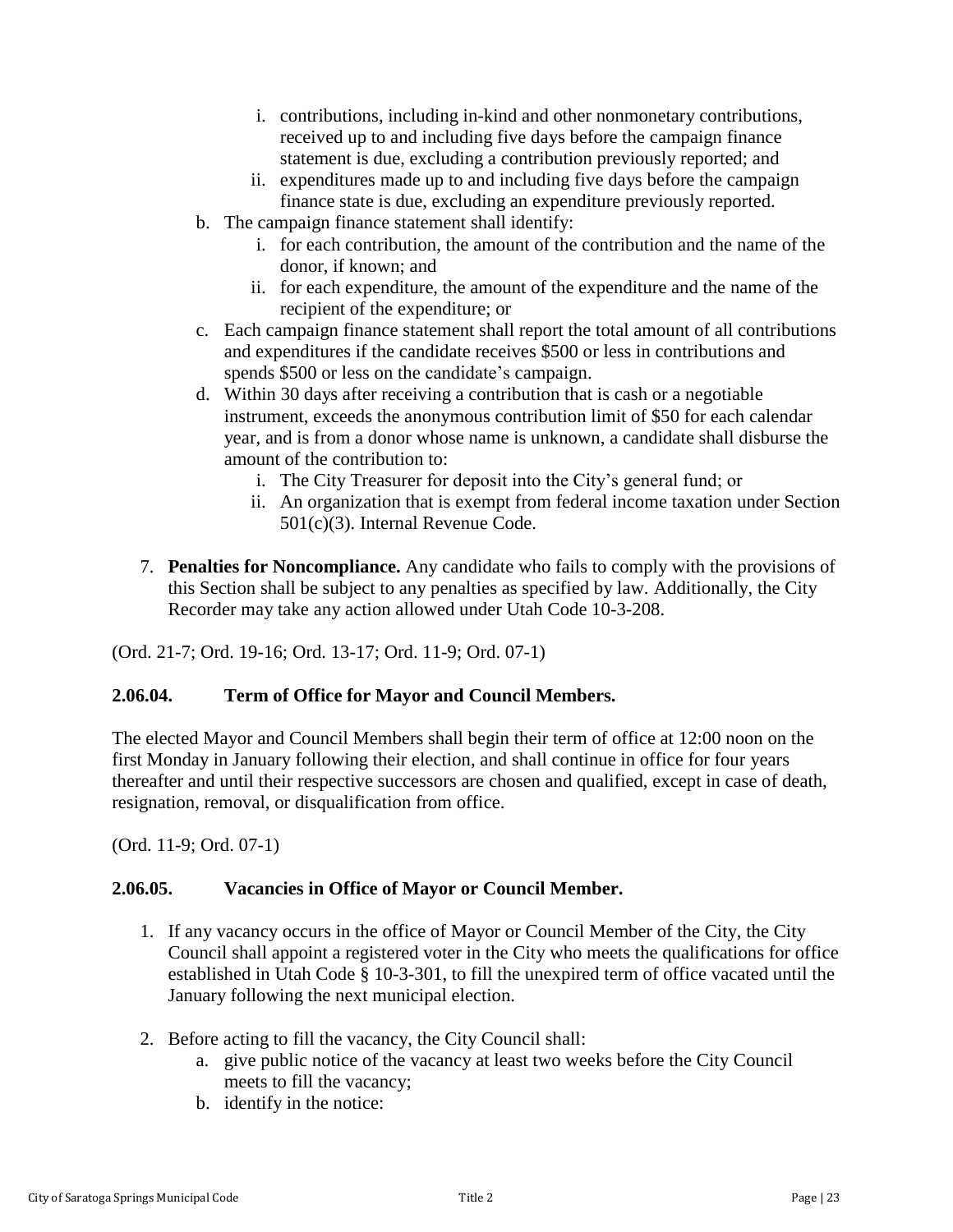- i. contributions, including in-kind and other nonmonetary contributions, received up to and including five days before the campaign finance statement is due, excluding a contribution previously reported; and
   - ii. expenditures made up to and including five days before the campaign finance state is due, excluding an expenditure previously reported.

   b. The campaign finance statement shall identify:
      - i. for each contribution, the amount of the contribution and the name of the donor, if known; and
      - ii. for each expenditure, the amount of the expenditure and the name of the recipient of the expenditure; or

   c. Each campaign finance statement shall report the total amount of all contributions and expenditures if the candidate receives $500 or less in contributions and spends $500 or less on the candidate's campaign.

   d. Within 30 days after receiving a contribution that is cash or a negotiable instrument, exceeds the anonymous contribution limit of $50 for each calendar year, and is from a donor whose name is unknown, a candidate shall disburse the amount of the contribution to:
      - i. The City Treasurer for deposit into the City's general fund; or
      - ii. An organization that is exempt from federal income taxation under Section 501(c)(3). Internal Revenue Code.

7. **Penalties for Noncompliance.** Any candidate who fails to comply with the provisions of this Section shall be subject to any penalties as specified by law. Additionally, the City Recorder may take any action allowed under Utah Code 10-3-208.

(Ord. 21-7; Ord. 19-16; Ord. 13-17; Ord. 11-9; Ord. 07-1)

### 2.06.04. Term of Office for Mayor and Council Members.

The elected Mayor and Council Members shall begin their term of office at 12:00 noon on the first Monday in January following their election, and shall continue in office for four years thereafter and until their respective successors are chosen and qualified, except in case of death, resignation, removal, or disqualification from office.

(Ord. 11-9; Ord. 07-1)

### 2.06.05. Vacancies in Office of Mayor or Council Member.

1. If any vacancy occurs in the office of Mayor or Council Member of the City, the City Council shall appoint a registered voter in the City who meets the qualifications for office established in Utah Code § 10-3-301, to fill the unexpired term of office vacated until the January following the next municipal election.

2. Before acting to fill the vacancy, the City Council shall:
   a. give public notice of the vacancy at least two weeks before the City Council meets to fill the vacancy;
   b. identify in the notice: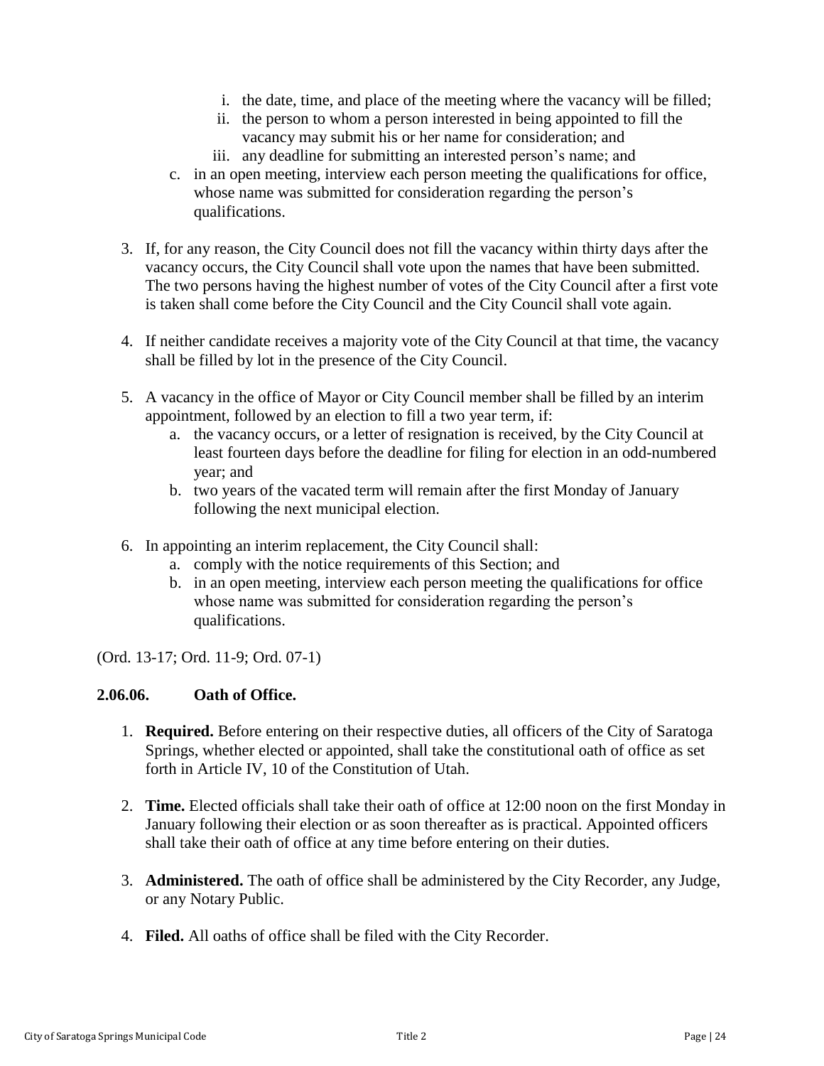i. the date, time, and place of the meeting where the vacancy will be filled;
   ii. the person to whom a person interested in being appointed to fill the vacancy may submit his or her name for consideration; and
   iii. any deadline for submitting an interested person's name; and
   
   c. in an open meeting, interview each person meeting the qualifications for office, whose name was submitted for consideration regarding the person's qualifications.

3. If, for any reason, the City Council does not fill the vacancy within thirty days after the vacancy occurs, the City Council shall vote upon the names that have been submitted. The two persons having the highest number of votes of the City Council after a first vote is taken shall come before the City Council and the City Council shall vote again.

4. If neither candidate receives a majority vote of the City Council at that time, the vacancy shall be filled by lot in the presence of the City Council.

5. A vacancy in the office of Mayor or City Council member shall be filled by an interim appointment, followed by an election to fill a two year term, if:
   a. the vacancy occurs, or a letter of resignation is received, by the City Council at least fourteen days before the deadline for filing for election in an odd-numbered year; and
   b. two years of the vacated term will remain after the first Monday of January following the next municipal election.

6. In appointing an interim replacement, the City Council shall:
   a. comply with the notice requirements of this Section; and
   b. in an open meeting, interview each person meeting the qualifications for office whose name was submitted for consideration regarding the person's qualifications.

(Ord. 13-17; Ord. 11-9; Ord. 07-1)

### 2.06.06. Oath of Office.

1. **Required.** Before entering on their respective duties, all officers of the City of Saratoga Springs, whether elected or appointed, shall take the constitutional oath of office as set forth in Article IV, 10 of the Constitution of Utah.

2. **Time.** Elected officials shall take their oath of office at 12:00 noon on the first Monday in January following their election or as soon thereafter as is practical. Appointed officers shall take their oath of office at any time before entering on their duties.

3. **Administered.** The oath of office shall be administered by the City Recorder, any Judge, or any Notary Public.

4. **Filed.** All oaths of office shall be filed with the City Recorder.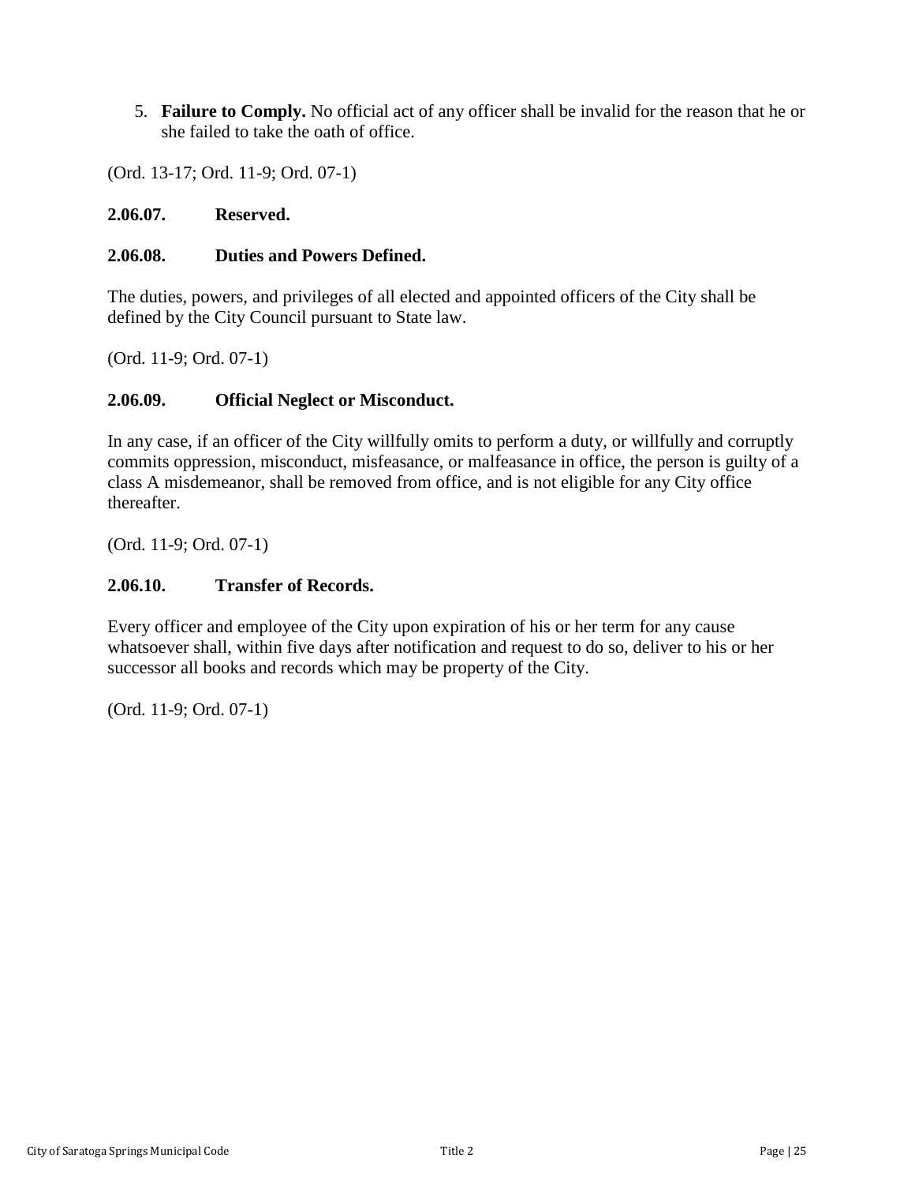5. **Failure to Comply.** No official act of any officer shall be invalid for the reason that he or she failed to take the oath of office.

(Ord. 13-17; Ord. 11-9; Ord. 07-1)

**2.06.07. Reserved.**

**2.06.08. Duties and Powers Defined.**

The duties, powers, and privileges of all elected and appointed officers of the City shall be defined by the City Council pursuant to State law.

(Ord. 11-9; Ord. 07-1)

**2.06.09. Official Neglect or Misconduct.**

In any case, if an officer of the City willfully omits to perform a duty, or willfully and corruptly commits oppression, misconduct, misfeasance, or malfeasance in office, the person is guilty of a class A misdemeanor, shall be removed from office, and is not eligible for any City office thereafter.

(Ord. 11-9; Ord. 07-1)

**2.06.10. Transfer of Records.**

Every officer and employee of the City upon expiration of his or her term for any cause whatsoever shall, within five days after notification and request to do so, deliver to his or her successor all books and records which may be property of the City.

(Ord. 11-9; Ord. 07-1)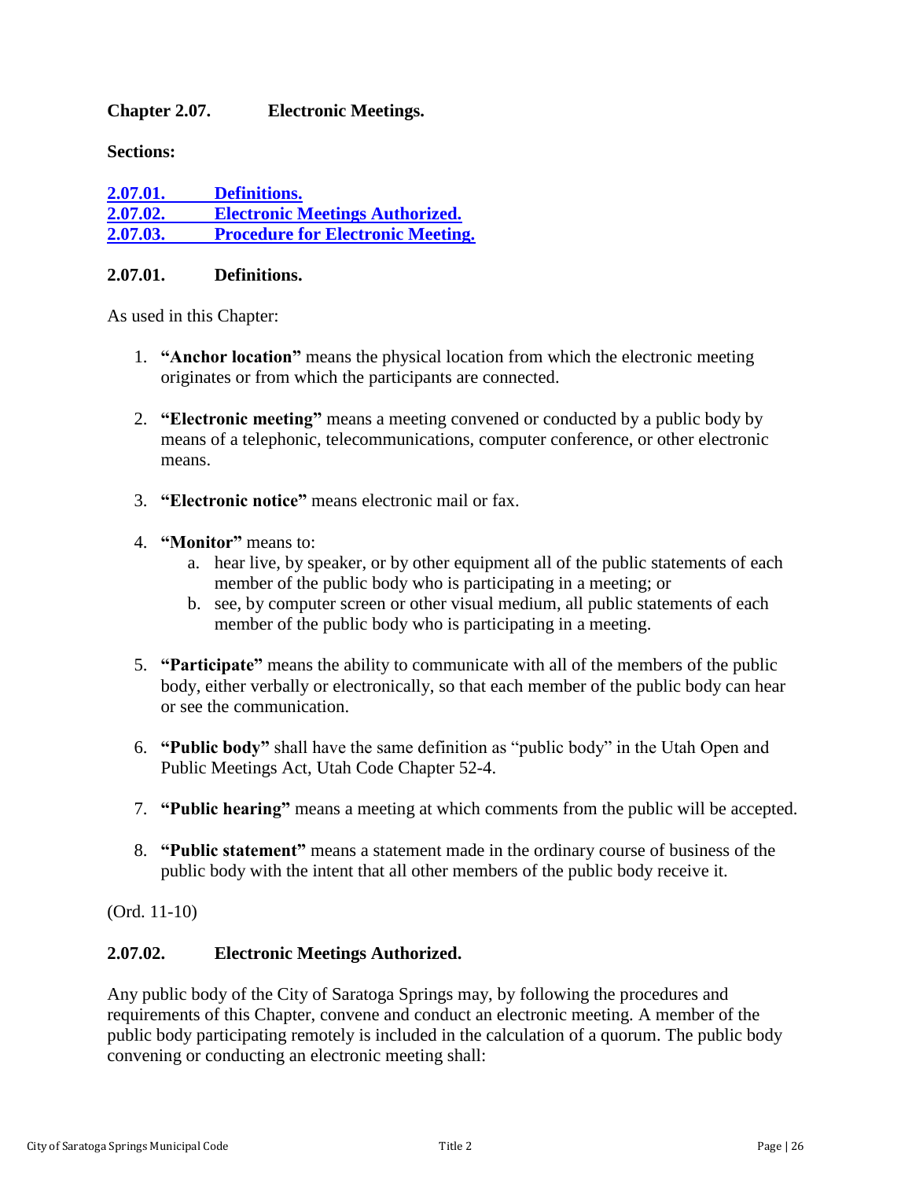## Chapter 2.07. Electronic Meetings.

**Sections:**

[2.07.01. Definitions.](#)
[2.07.02. Electronic Meetings Authorized.](#)
[2.07.03. Procedure for Electronic Meeting.](#)

### 2.07.01. Definitions.

As used in this Chapter:

1. **"Anchor location"** means the physical location from which the electronic meeting originates or from which the participants are connected.

2. **"Electronic meeting"** means a meeting convened or conducted by a public body by means of a telephonic, telecommunications, computer conference, or other electronic means.

3. **"Electronic notice"** means electronic mail or fax.

4. **"Monitor"** means to:
   a. hear live, by speaker, or by other equipment all of the public statements of each member of the public body who is participating in a meeting; or
   b. see, by computer screen or other visual medium, all public statements of each member of the public body who is participating in a meeting.

5. **"Participate"** means the ability to communicate with all of the members of the public body, either verbally or electronically, so that each member of the public body can hear or see the communication.

6. **"Public body"** shall have the same definition as "public body" in the Utah Open and Public Meetings Act, Utah Code Chapter 52-4.

7. **"Public hearing"** means a meeting at which comments from the public will be accepted.

8. **"Public statement"** means a statement made in the ordinary course of business of the public body with the intent that all other members of the public body receive it.

(Ord. 11-10)

### 2.07.02. Electronic Meetings Authorized.

Any public body of the City of Saratoga Springs may, by following the procedures and requirements of this Chapter, convene and conduct an electronic meeting. A member of the public body participating remotely is included in the calculation of a quorum. The public body convening or conducting an electronic meeting shall: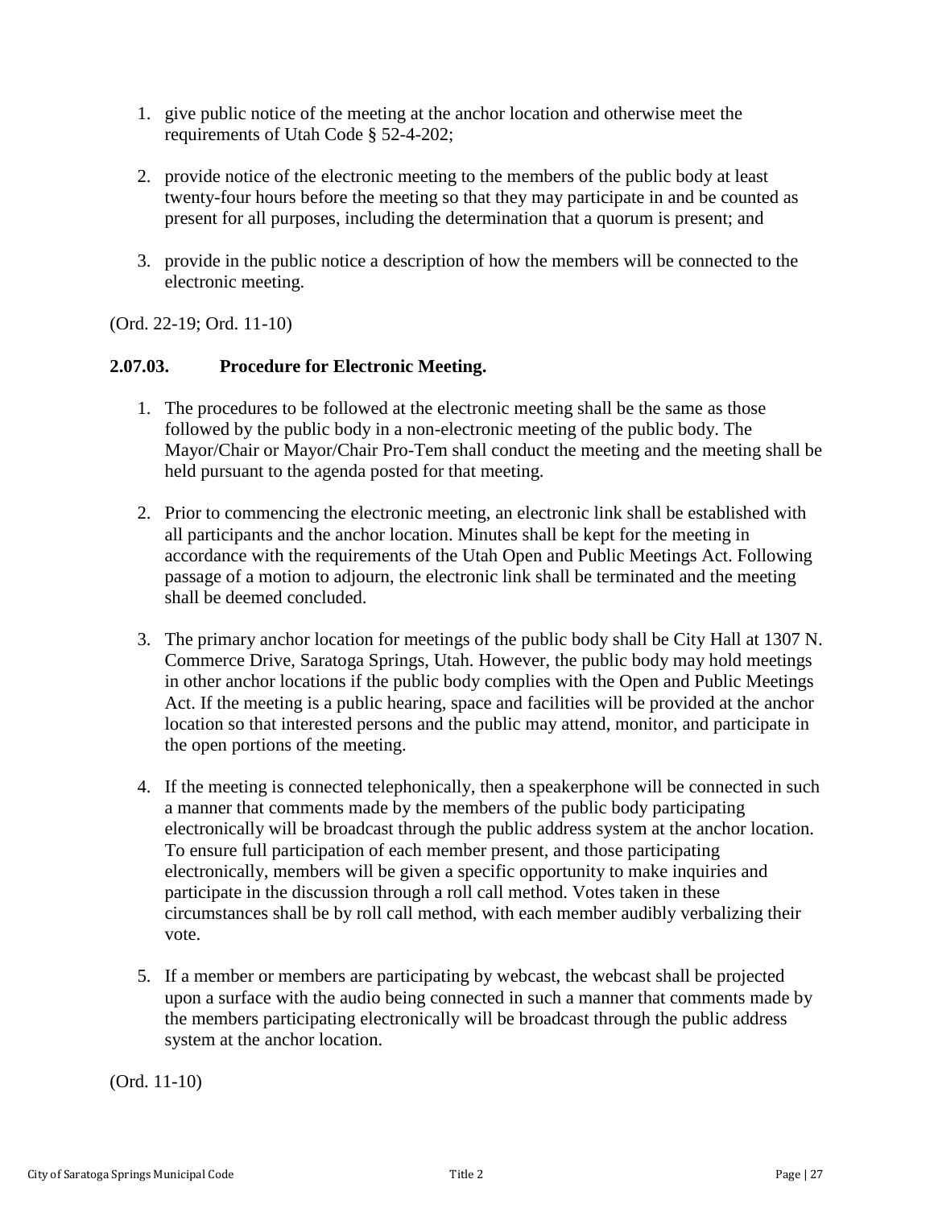1. give public notice of the meeting at the anchor location and otherwise meet the requirements of Utah Code § 52-4-202;

2. provide notice of the electronic meeting to the members of the public body at least twenty-four hours before the meeting so that they may participate in and be counted as present for all purposes, including the determination that a quorum is present; and

3. provide in the public notice a description of how the members will be connected to the electronic meeting.

(Ord. 22-19; Ord. 11-10)

**2.07.03. Procedure for Electronic Meeting.**

1. The procedures to be followed at the electronic meeting shall be the same as those followed by the public body in a non-electronic meeting of the public body. The Mayor/Chair or Mayor/Chair Pro-Tem shall conduct the meeting and the meeting shall be held pursuant to the agenda posted for that meeting.

2. Prior to commencing the electronic meeting, an electronic link shall be established with all participants and the anchor location. Minutes shall be kept for the meeting in accordance with the requirements of the Utah Open and Public Meetings Act. Following passage of a motion to adjourn, the electronic link shall be terminated and the meeting shall be deemed concluded.

3. The primary anchor location for meetings of the public body shall be City Hall at 1307 N. Commerce Drive, Saratoga Springs, Utah. However, the public body may hold meetings in other anchor locations if the public body complies with the Open and Public Meetings Act. If the meeting is a public hearing, space and facilities will be provided at the anchor location so that interested persons and the public may attend, monitor, and participate in the open portions of the meeting.

4. If the meeting is connected telephonically, then a speakerphone will be connected in such a manner that comments made by the members of the public body participating electronically will be broadcast through the public address system at the anchor location. To ensure full participation of each member present, and those participating electronically, members will be given a specific opportunity to make inquiries and participate in the discussion through a roll call method. Votes taken in these circumstances shall be by roll call method, with each member audibly verbalizing their vote.

5. If a member or members are participating by webcast, the webcast shall be projected upon a surface with the audio being connected in such a manner that comments made by the members participating electronically will be broadcast through the public address system at the anchor location.

(Ord. 11-10)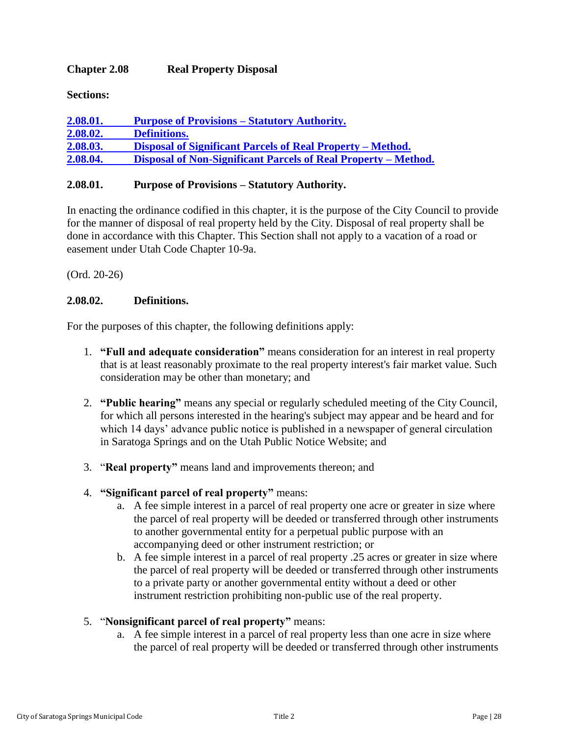## Chapter 2.08 Real Property Disposal

**Sections:**

[2.08.01. Purpose of Provisions – Statutory Authority.](#)
[2.08.02. Definitions.](#)
[2.08.03. Disposal of Significant Parcels of Real Property – Method.](#)
[2.08.04. Disposal of Non-Significant Parcels of Real Property – Method.](#)

### 2.08.01. Purpose of Provisions – Statutory Authority.

In enacting the ordinance codified in this chapter, it is the purpose of the City Council to provide for the manner of disposal of real property held by the City. Disposal of real property shall be done in accordance with this Chapter. This Section shall not apply to a vacation of a road or easement under Utah Code Chapter 10-9a.

(Ord. 20-26)

### 2.08.02. Definitions.

For the purposes of this chapter, the following definitions apply:

1. **"Full and adequate consideration"** means consideration for an interest in real property that is at least reasonably proximate to the real property interest's fair market value. Such consideration may be other than monetary; and

2. **"Public hearing"** means any special or regularly scheduled meeting of the City Council, for which all persons interested in the hearing's subject may appear and be heard and for which 14 days' advance public notice is published in a newspaper of general circulation in Saratoga Springs and on the Utah Public Notice Website; and

3. "**Real property"** means land and improvements thereon; and

4. **"Significant parcel of real property"** means:
   a. A fee simple interest in a parcel of real property one acre or greater in size where the parcel of real property will be deeded or transferred through other instruments to another governmental entity for a perpetual public purpose with an accompanying deed or other instrument restriction; or
   b. A fee simple interest in a parcel of real property .25 acres or greater in size where the parcel of real property will be deeded or transferred through other instruments to a private party or another governmental entity without a deed or other instrument restriction prohibiting non-public use of the real property.

5. "**Nonsignificant parcel of real property"** means:
   a. A fee simple interest in a parcel of real property less than one acre in size where the parcel of real property will be deeded or transferred through other instruments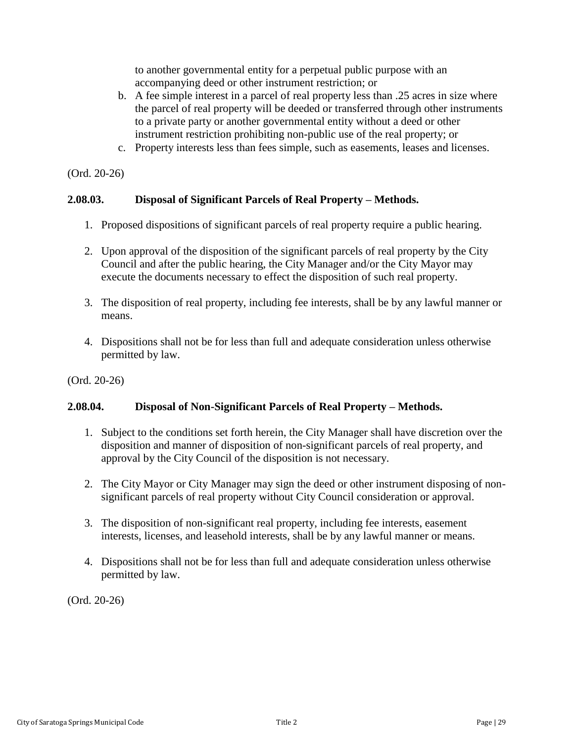to another governmental entity for a perpetual public purpose with an accompanying deed or other instrument restriction; or

b. A fee simple interest in a parcel of real property less than .25 acres in size where the parcel of real property will be deeded or transferred through other instruments to a private party or another governmental entity without a deed or other instrument restriction prohibiting non-public use of the real property; or
c. Property interests less than fees simple, such as easements, leases and licenses.

(Ord. 20-26)

### 2.08.03. Disposal of Significant Parcels of Real Property – Methods.

1. Proposed dispositions of significant parcels of real property require a public hearing.

2. Upon approval of the disposition of the significant parcels of real property by the City Council and after the public hearing, the City Manager and/or the City Mayor may execute the documents necessary to effect the disposition of such real property.

3. The disposition of real property, including fee interests, shall be by any lawful manner or means.

4. Dispositions shall not be for less than full and adequate consideration unless otherwise permitted by law.

(Ord. 20-26)

### 2.08.04. Disposal of Non-Significant Parcels of Real Property – Methods.

1. Subject to the conditions set forth herein, the City Manager shall have discretion over the disposition and manner of disposition of non-significant parcels of real property, and approval by the City Council of the disposition is not necessary.

2. The City Mayor or City Manager may sign the deed or other instrument disposing of non-significant parcels of real property without City Council consideration or approval.

3. The disposition of non-significant real property, including fee interests, easement interests, licenses, and leasehold interests, shall be by any lawful manner or means.

4. Dispositions shall not be for less than full and adequate consideration unless otherwise permitted by law.

(Ord. 20-26)